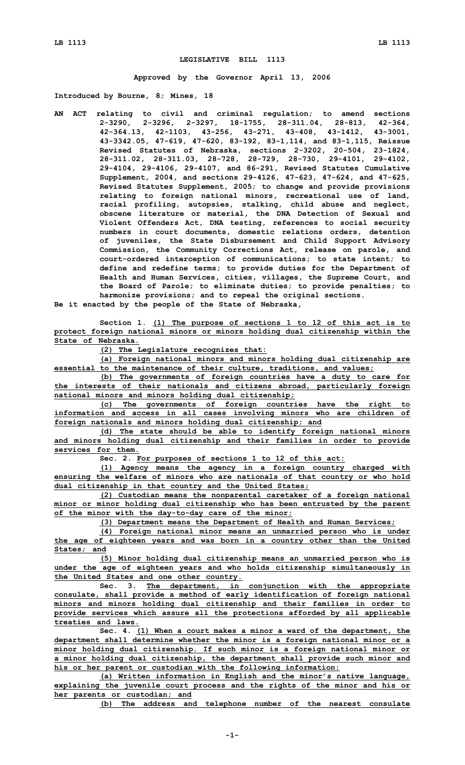# LEGISLATIVE BILL 1113

**Approved by the Governor April 13, 2006**

**Introduced by Bourne, 8; Mines, 18**

**AN ACT relating to civil and criminal regulation; to amend sections 2-3290, 2-3296, 2-3297, 18-1755, 28-311.04, 28-813, 42-364, 42-364.13, 42-1103, 43-256, 43-271, 43-408, 43-1412, 43-3001, 43-3342.05, 47-619, 47-620, 83-192, 83-1,114, and 83-1,115, Reissue Revised Statutes of Nebraska, sections 2-3202, 20-504, 23-1824, 28-311.02, 28-311.03, 28-728, 28-729, 28-730, 29-4101, 29-4102, 29-4104, 29-4106, 29-4107, and 86-291, Revised Statutes Cumulative Supplement, 2004, and sections 29-4126, 47-623, 47-624, and 47-625, Revised Statutes Supplement, 2005; to change and provide provisions relating to foreign national minors, recreational use of land, racial profiling, autopsies, stalking, child abuse and neglect, obscene literature or material, the DNA Detection of Sexual and Violent Offenders Act, DNA testing, references to social security numbers in court documents, domestic relations orders, detention of juveniles, the State Disbursement and Child Support Advisory Commission, the Community Corrections Act, release on parole, and court-ordered interception of communications; to state intent; to define and redefine terms; to provide duties for the Department of Health and Human Services, cities, villages, the Supreme Court, and the Board of Parole; to eliminate duties; to provide penalties; to harmonize provisions; and to repeal the original sections.**

**Be it enacted by the people of the State of Nebraska,**

**Section 1.** (1) The purpose of sections 1 to 12 of this act is to protect foreign national minors or minors holding dual citizenship within the State of Nebraska.

(2) The Legislature recognizes that:

(a) Foreign national minors and minors holding dual citizenship are essential to the maintenance of their culture, traditions, and values;

(b) The governments of foreign countries have a duty to care for the interests of their nationals and citizens abroad, particularly foreign national minors and minors holding dual citizenship;

(c) The governments of foreign countries have the right to information and access in all cases involving minors who are children of foreign nationals and minors holding dual citizenship; and

(d) The state should be able to identify foreign national minors and minors holding dual citizenship and their families in order to provide services for them.

**Sec. 2.** For purposes of sections 1 to 12 of this act:

(1) Agency means the agency in a foreign country charged with ensuring the welfare of minors who are nationals of that country or who hold dual citizenship in that country and the United States;

(2) Custodian means the nonparental caretaker of a foreign national minor or minor holding dual citizenship who has been entrusted by the parent of the minor with the day-to-day care of the minor;

(3) Department means the Department of Health and Human Services;

(4) Foreign national minor means an unmarried person who is under the age of eighteen years and was born in a country other than the United States; and

(5) Minor holding dual citizenship means an unmarried person who is under the age of eighteen years and who holds citizenship simultaneously in the United States and one other country.

**Sec. 3.** The department, in conjunction with the appropriate consulate, shall provide a method of early identification of foreign national minors and minors holding dual citizenship and their families in order to provide services which assure all the protections afforded by all applicable treaties and laws.

**Sec. 4.** (1) When a court makes a minor a ward of the department, the department shall determine whether the minor is a foreign national minor or a minor holding dual citizenship. If such minor is a foreign national minor or a minor holding dual citizenship, the department shall provide such minor and his or her parent or custodian with the following information:

(a) Written information in English and the minor's native language, explaining the juvenile court process and the rights of the minor and his or her parents or custodian; and

(b) The address and telephone number of the nearest consulate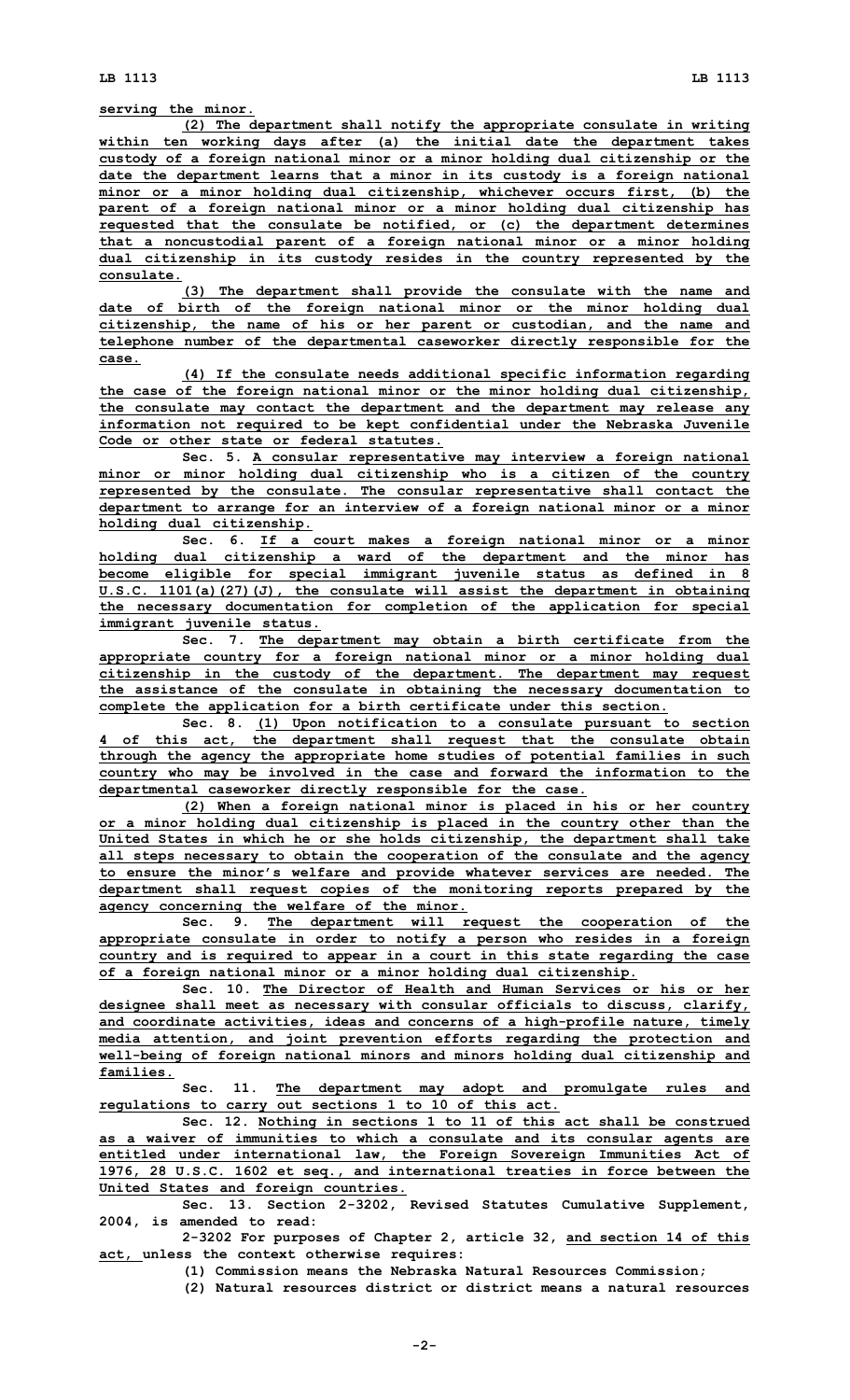serving the minor.

(2) The department shall notify the appropriate consulate in writing within ten working days after (a) the initial date the department takes custody of a foreign national minor or a minor holding dual citizenship or the date the department learns that a minor in its custody is a foreign national minor or a minor holding dual citizenship, whichever occurs first, (b) the parent of a foreign national minor or a minor holding dual citizenship has requested that the consulate be notified, or (c) the department determines that a noncustodial parent of a foreign national minor or a minor holding dual citizenship in its custody resides in the country represented by the consulate.

(3) The department shall provide the consulate with the name and date of birth of the foreign national minor or the minor holding dual citizenship, the name of his or her parent or custodian, and the name and telephone number of the departmental caseworker directly responsible for the case.

(4) If the consulate needs additional specific information regarding the case of the foreign national minor or the minor holding dual citizenship, the consulate may contact the department and the department may release any information not required to be kept confidential under the Nebraska Juvenile Code or other state or federal statutes.

Sec. 5. A consular representative may interview a foreign national minor or minor holding dual citizenship who is a citizen of the country represented by the consulate. The consular representative shall contact the department to arrange for an interview of a foreign national minor or a minor holding dual citizenship.

Sec. 6. If a court makes a foreign national minor or a minor holding dual citizenship a ward of the department and the minor has become eligible for special immigrant juvenile status as defined in 8 U.S.C. 1101(a)(27)(J), the consulate will assist the department in obtaining the necessary documentation for completion of the application for special immigrant juvenile status.

Sec. 7. The department may obtain a birth certificate from the appropriate country for a foreign national minor or a minor holding dual citizenship in the custody of the department. The department may request the assistance of the consulate in obtaining the necessary documentation to complete the application for a birth certificate under this section.

Sec. 8. (1) Upon notification to a consulate pursuant to section 4 of this act, the department shall request that the consulate obtain through the agency the appropriate home studies of potential families in such country who may be involved in the case and forward the information to the departmental caseworker directly responsible for the case.

(2) When a foreign national minor is placed in his or her country or a minor holding dual citizenship is placed in the country other than the United States in which he or she holds citizenship, the department shall take all steps necessary to obtain the cooperation of the consulate and the agency to ensure the minor's welfare and provide whatever services are needed. The department shall request copies of the monitoring reports prepared by the agency concerning the welfare of the minor.

Sec. 9. The department will request the cooperation of the appropriate consulate in order to notify a person who resides in a foreign country and is required to appear in a court in this state regarding the case of a foreign national minor or a minor holding dual citizenship.

Sec. 10. The Director of Health and Human Services or his or her designee shall meet as necessary with consular officials to discuss, clarify, and coordinate activities, ideas and concerns of a high-profile nature, timely media attention, and joint prevention efforts regarding the protection and well-being of foreign national minors and minors holding dual citizenship and families.

Sec. 11. The department may adopt and promulgate rules and regulations to carry out sections 1 to 10 of this act.

Sec. 12. Nothing in sections 1 to 11 of this act shall be construed as a waiver of immunities to which a consulate and its consular agents are entitled under international law, the Foreign Sovereign Immunities Act of 1976, 28 U.S.C. 1602 et seq., and international treaties in force between the United States and foreign countries.

Sec. 13. Section 2-3202, Revised Statutes Cumulative Supplement, 2004, is amended to read:

2-3202 For purposes of Chapter 2, article 32, and section 14 of this act, unless the context otherwise requires:

(1) Commission means the Nebraska Natural Resources Commission;

(2) Natural resources district or district means a natural resources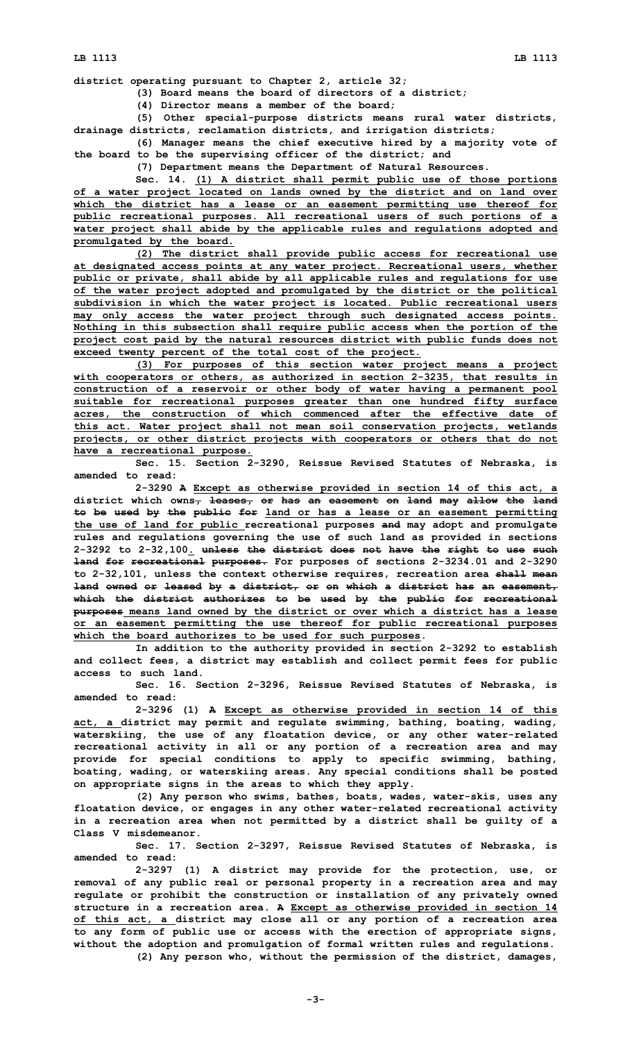district operating pursuant to Chapter 2, article 32;

(3) Board means the board of directors of a district;

(4) Director means a member of the board;

(5) Other special-purpose districts means rural water districts, drainage districts, reclamation districts, and irrigation districts;

(6) Manager means the chief executive hired by a majority vote of the board to be the supervising officer of the district; and

(7) Department means the Department of Natural Resources.

Sec. 14. (1) A district shall permit public use of those portions of a water project located on lands owned by the district and on land over which the district has a lease or an easement permitting use thereof for public recreational purposes. All recreational users of such portions of a water project shall abide by the applicable rules and regulations adopted and promulgated by the board.

(2) The district shall provide public access for recreational use at designated access points at any water project. Recreational users, whether public or private, shall abide by all applicable rules and regulations for use of the water project adopted and promulgated by the district or the political subdivision in which the water project is located. Public recreational users may only access the water project through such designated access points. Nothing in this subsection shall require public access when the portion of the project cost paid by the natural resources district with public funds does not exceed twenty percent of the total cost of the project.

(3) For purposes of this section water project means a project with cooperators or others, as authorized in section 2-3235, that results in construction of a reservoir or other body of water having a permanent pool suitable for recreational purposes greater than one hundred fifty surface acres, the construction of which commenced after the effective date of this act. Water project shall not mean soil conservation projects, wetlands projects, or other district projects with cooperators or others that do not have a recreational purpose.

Sec. 15. Section 2-3290, Reissue Revised Statutes of Nebraska, is amended to read:

2-3290 A Except as otherwise provided in section 14 of this act, a district which owns, leases, or has an easement on land may allow the land to be used by the public for land or has a lease or an easement permitting the use of land for public recreational purposes and may adopt and promulgate rules and regulations governing the use of such land as provided in sections 2-3292 to 2-32,100. unless the district does not have the right to use such land for recreational purposes. For purposes of sections 2-3234.01 and 2-3290 to 2-32,101, unless the context otherwise requires, recreation area shall mean land owned or leased by a district, or on which a district has an easement, which the district authorizes to be used by the public for recreational purposes means land owned by the district or over which a district has a lease or an easement permitting the use thereof for public recreational purposes which the board authorizes to be used for such purposes.

In addition to the authority provided in section 2-3292 to establish and collect fees, a district may establish and collect permit fees for public access to such land.

Sec. 16. Section 2-3296, Reissue Revised Statutes of Nebraska, is amended to read:

2-3296 (1) A Except as otherwise provided in section 14 of this act, a district may permit and regulate swimming, bathing, boating, wading, waterskiing, the use of any floatation device, or any other water-related recreational activity in all or any portion of a recreation area and may provide for special conditions to apply to specific swimming, bathing, boating, wading, or waterskiing areas. Any special conditions shall be posted on appropriate signs in the areas to which they apply.

(2) Any person who swims, bathes, boats, wades, water-skis, uses any floatation device, or engages in any other water-related recreational activity in a recreation area when not permitted by a district shall be guilty of a Class V misdemeanor.

Sec. 17. Section 2-3297, Reissue Revised Statutes of Nebraska, is amended to read:

2-3297 (1) A district may provide for the protection, use, or removal of any public real or personal property in a recreation area and may regulate or prohibit the construction or installation of any privately owned structure in a recreation area. A Except as otherwise provided in section 14 of this act, a district may close all or any portion of a recreation area to any form of public use or access with the erection of appropriate signs, without the adoption and promulgation of formal written rules and regulations.

(2) Any person who, without the permission of the district, damages,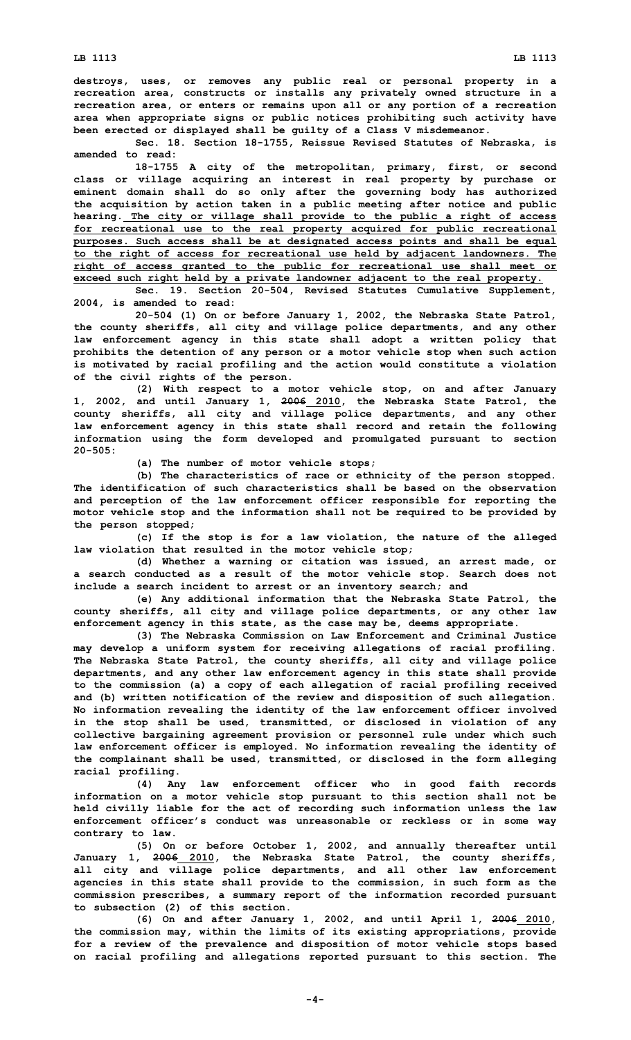destroys, uses, or removes any public real or personal property in a recreation area, constructs or installs any privately owned structure in a recreation area, or enters or remains upon all or any portion of a recreation area when appropriate signs or public notices prohibiting such activity have been erected or displayed shall be guilty of a Class V misdemeanor.

Sec. 18. Section 18-1755, Reissue Revised Statutes of Nebraska, is amended to read:

18-1755 A city of the metropolitan, primary, first, or second class or village acquiring an interest in real property by purchase or eminent domain shall do so only after the governing body has authorized the acquisition by action taken in a public meeting after notice and public hearing. The city or village shall provide to the public a right of access for recreational use to the real property acquired for public recreational purposes. Such access shall be at designated access points and shall be equal to the right of access for recreational use held by adjacent landowners. The right of access granted to the public for recreational use shall meet or exceed such right held by a private landowner adjacent to the real property.

Sec. 19. Section 20-504, Revised Statutes Cumulative Supplement, 2004, is amended to read:

20-504 (1) On or before January 1, 2002, the Nebraska State Patrol, the county sheriffs, all city and village police departments, and any other law enforcement agency in this state shall adopt a written policy that prohibits the detention of any person or a motor vehicle stop when such action is motivated by racial profiling and the action would constitute a violation of the civil rights of the person.

(2) With respect to a motor vehicle stop, on and after January 1, 2002, and until January 1, ~~2006~~ 2010, the Nebraska State Patrol, the county sheriffs, all city and village police departments, and any other law enforcement agency in this state shall record and retain the following information using the form developed and promulgated pursuant to section 20-505:

(a) The number of motor vehicle stops;

(b) The characteristics of race or ethnicity of the person stopped. The identification of such characteristics shall be based on the observation and perception of the law enforcement officer responsible for reporting the motor vehicle stop and the information shall not be required to be provided by the person stopped;

(c) If the stop is for a law violation, the nature of the alleged law violation that resulted in the motor vehicle stop;

(d) Whether a warning or citation was issued, an arrest made, or a search conducted as a result of the motor vehicle stop. Search does not include a search incident to arrest or an inventory search; and

(e) Any additional information that the Nebraska State Patrol, the county sheriffs, all city and village police departments, or any other law enforcement agency in this state, as the case may be, deems appropriate.

(3) The Nebraska Commission on Law Enforcement and Criminal Justice may develop a uniform system for receiving allegations of racial profiling. The Nebraska State Patrol, the county sheriffs, all city and village police departments, and any other law enforcement agency in this state shall provide to the commission (a) a copy of each allegation of racial profiling received and (b) written notification of the review and disposition of such allegation. No information revealing the identity of the law enforcement officer involved in the stop shall be used, transmitted, or disclosed in violation of any collective bargaining agreement provision or personnel rule under which such law enforcement officer is employed. No information revealing the identity of the complainant shall be used, transmitted, or disclosed in the form alleging racial profiling.

(4) Any law enforcement officer who in good faith records information on a motor vehicle stop pursuant to this section shall not be held civilly liable for the act of recording such information unless the law enforcement officer's conduct was unreasonable or reckless or in some way contrary to law.

(5) On or before October 1, 2002, and annually thereafter until January 1, ~~2006~~ 2010, the Nebraska State Patrol, the county sheriffs, all city and village police departments, and all other law enforcement agencies in this state shall provide to the commission, in such form as the commission prescribes, a summary report of the information recorded pursuant to subsection (2) of this section.

(6) On and after January 1, 2002, and until April 1, ~~2006~~ 2010, the commission may, within the limits of its existing appropriations, provide for a review of the prevalence and disposition of motor vehicle stops based on racial profiling and allegations reported pursuant to this section. The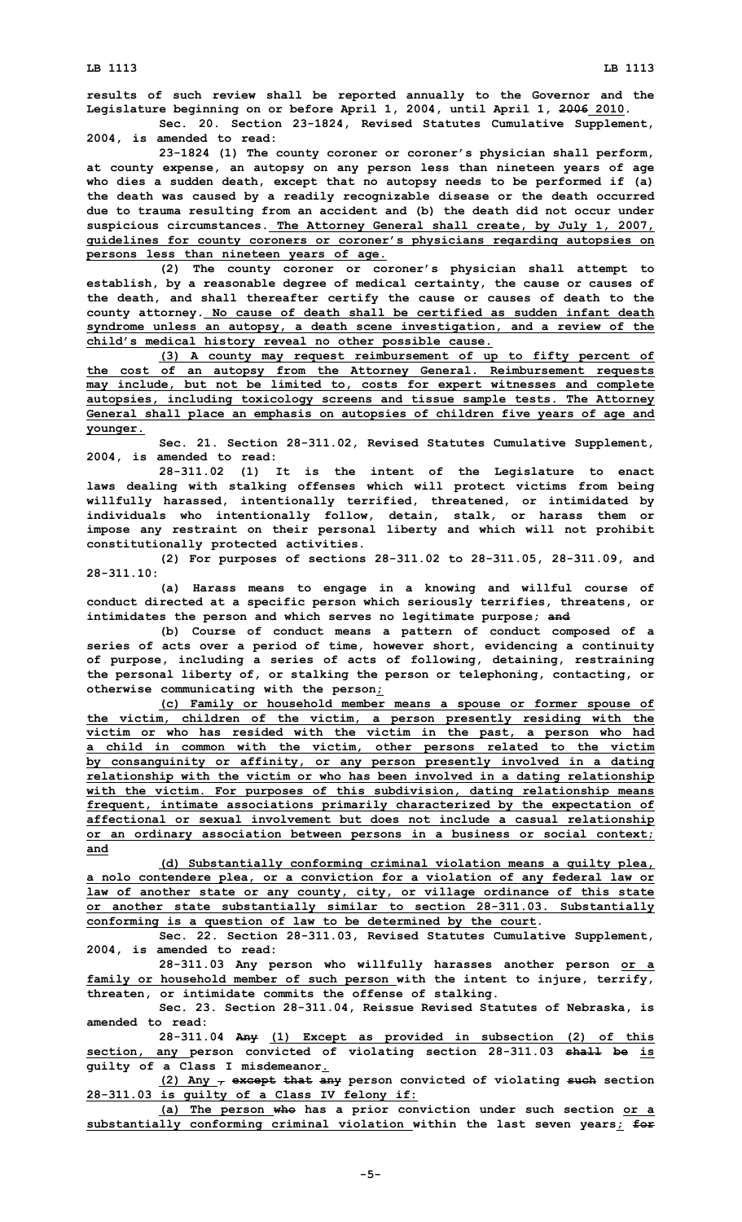results of such review shall be reported annually to the Governor and the Legislature beginning on or before April 1, 2004, until April 1, ~~2006~~ 2010.

Sec. 20. Section 23-1824, Revised Statutes Cumulative Supplement, 2004, is amended to read:

23-1824 (1) The county coroner or coroner's physician shall perform, at county expense, an autopsy on any person less than nineteen years of age who dies a sudden death, except that no autopsy needs to be performed if (a) the death was caused by a readily recognizable disease or the death occurred due to trauma resulting from an accident and (b) the death did not occur under suspicious circumstances. The Attorney General shall create, by July 1, 2007, guidelines for county coroners or coroner's physicians regarding autopsies on persons less than nineteen years of age.

(2) The county coroner or coroner's physician shall attempt to establish, by a reasonable degree of medical certainty, the cause or causes of the death, and shall thereafter certify the cause or causes of death to the county attorney. No cause of death shall be certified as sudden infant death syndrome unless an autopsy, a death scene investigation, and a review of the child's medical history reveal no other possible cause.

(3) A county may request reimbursement of up to fifty percent of the cost of an autopsy from the Attorney General. Reimbursement requests may include, but not be limited to, costs for expert witnesses and complete autopsies, including toxicology screens and tissue sample tests. The Attorney General shall place an emphasis on autopsies of children five years of age and younger.

Sec. 21. Section 28-311.02, Revised Statutes Cumulative Supplement, 2004, is amended to read:

28-311.02 (1) It is the intent of the Legislature to enact laws dealing with stalking offenses which will protect victims from being willfully harassed, intentionally terrified, threatened, or intimidated by individuals who intentionally follow, detain, stalk, or harass them or impose any restraint on their personal liberty and which will not prohibit constitutionally protected activities.

(2) For purposes of sections 28-311.02 to 28-311.05, 28-311.09, and 28-311.10:

(a) Harass means to engage in a knowing and willful course of conduct directed at a specific person which seriously terrifies, threatens, or intimidates the person and which serves no legitimate purpose; ~~and~~

(b) Course of conduct means a pattern of conduct composed of a series of acts over a period of time, however short, evidencing a continuity of purpose, including a series of acts of following, detaining, restraining the personal liberty of, or stalking the person or telephoning, contacting, or otherwise communicating with the person;

(c) Family or household member means a spouse or former spouse of the victim, children of the victim, a person presently residing with the victim or who has resided with the victim in the past, a person who had a child in common with the victim, other persons related to the victim by consanguinity or affinity, or any person presently involved in a dating relationship with the victim or who has been involved in a dating relationship with the victim. For purposes of this subdivision, dating relationship means frequent, intimate associations primarily characterized by the expectation of affectional or sexual involvement but does not include a casual relationship or an ordinary association between persons in a business or social context; and

(d) Substantially conforming criminal violation means a guilty plea, a nolo contendere plea, or a conviction for a violation of any federal law or law of another state or any county, city, or village ordinance of this state or another state substantially similar to section 28-311.03. Substantially conforming is a question of law to be determined by the court.

Sec. 22. Section 28-311.03, Revised Statutes Cumulative Supplement, 2004, is amended to read:

28-311.03 Any person who willfully harasses another person or a family or household member of such person with the intent to injure, terrify, threaten, or intimidate commits the offense of stalking.

Sec. 23. Section 28-311.04, Reissue Revised Statutes of Nebraska, is amended to read:

28-311.04 ~~Any~~ (1) Except as provided in subsection (2) of this section, any person convicted of violating section 28-311.03 ~~shall be~~ is guilty of a Class I misdemeanor.

(2) Any ~~, except that any~~ person convicted of violating ~~such~~ section 28-311.03 is guilty of a Class IV felony if:

(a) The person ~~who~~ has a prior conviction under such section or a substantially conforming criminal violation within the last seven years; ~~for~~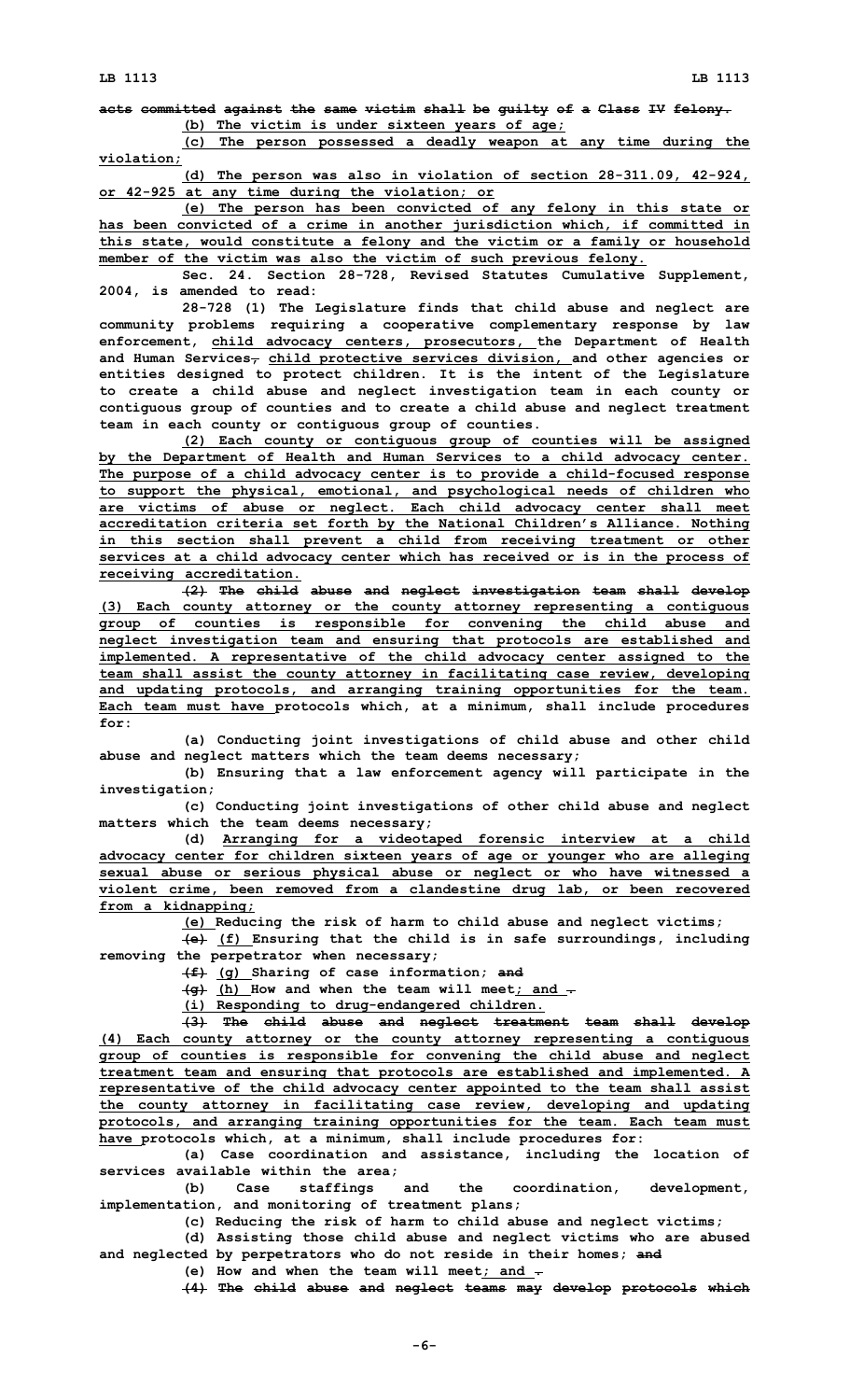~~acts committed against the same victim shall be guilty of a Class IV felony.~~

(b) The victim is under sixteen years of age;

(c) The person possessed a deadly weapon at any time during the violation;

(d) The person was also in violation of section 28-311.09, 42-924, or 42-925 at any time during the violation; or

(e) The person has been convicted of any felony in this state or has been convicted of a crime in another jurisdiction which, if committed in this state, would constitute a felony and the victim or a family or household member of the victim was also the victim of such previous felony.

Sec. 24. Section 28-728, Revised Statutes Cumulative Supplement, 2004, is amended to read:

28-728 (1) The Legislature finds that child abuse and neglect are community problems requiring a cooperative complementary response by law enforcement, child advocacy centers, prosecutors, the Department of Health and Human Services~~,~~ child protective services division, and other agencies or entities designed to protect children. It is the intent of the Legislature to create a child abuse and neglect investigation team in each county or contiguous group of counties and to create a child abuse and neglect treatment team in each county or contiguous group of counties.

(2) Each county or contiguous group of counties will be assigned by the Department of Health and Human Services to a child advocacy center. The purpose of a child advocacy center is to provide a child-focused response to support the physical, emotional, and psychological needs of children who are victims of abuse or neglect. Each child advocacy center shall meet accreditation criteria set forth by the National Children's Alliance. Nothing in this section shall prevent a child from receiving treatment or other services at a child advocacy center which has received or is in the process of receiving accreditation.

~~(2) The child abuse and neglect investigation team shall develop~~ (3) Each county attorney or the county attorney representing a contiguous group of counties is responsible for convening the child abuse and neglect investigation team and ensuring that protocols are established and implemented. A representative of the child advocacy center assigned to the team shall assist the county attorney in facilitating case review, developing and updating protocols, and arranging training opportunities for the team. Each team must have protocols which, at a minimum, shall include procedures for:

(a) Conducting joint investigations of child abuse and other child abuse and neglect matters which the team deems necessary;

(b) Ensuring that a law enforcement agency will participate in the investigation;

(c) Conducting joint investigations of other child abuse and neglect matters which the team deems necessary;

(d) Arranging for a videotaped forensic interview at a child advocacy center for children sixteen years of age or younger who are alleging sexual abuse or serious physical abuse or neglect or who have witnessed a violent crime, been removed from a clandestine drug lab, or been recovered from a kidnapping;

(e) Reducing the risk of harm to child abuse and neglect victims;

~~(e)~~ (f) Ensuring that the child is in safe surroundings, including removing the perpetrator when necessary;

~~(f)~~ (g) Sharing of case information; ~~and~~

~~(g)~~ (h) How and when the team will meet; and ~~.~~

(i) Responding to drug-endangered children.

~~(3) The child abuse and neglect treatment team shall develop~~ (4) Each county attorney or the county attorney representing a contiguous group of counties is responsible for convening the child abuse and neglect treatment team and ensuring that protocols are established and implemented. A representative of the child advocacy center appointed to the team shall assist the county attorney in facilitating case review, developing and updating protocols, and arranging training opportunities for the team. Each team must have protocols which, at a minimum, shall include procedures for:

(a) Case coordination and assistance, including the location of services available within the area;

(b) Case staffings and the coordination, development, implementation, and monitoring of treatment plans;

(c) Reducing the risk of harm to child abuse and neglect victims;

(d) Assisting those child abuse and neglect victims who are abused and neglected by perpetrators who do not reside in their homes; ~~and~~

(e) How and when the team will meet; and ~~.~~

~~(4) The child abuse and neglect teams may develop protocols which~~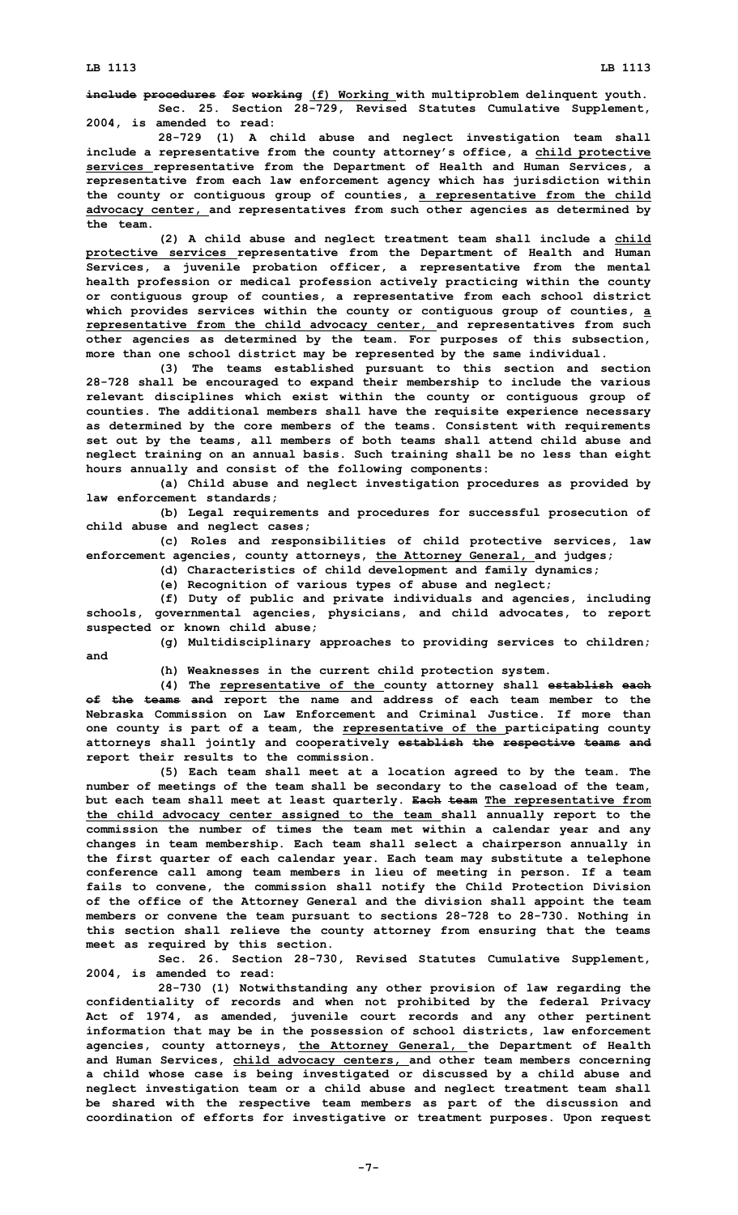~~include procedures for working~~ (f) Working with multiproblem delinquent youth.

**Sec. 25.** Section 28-729, Revised Statutes Cumulative Supplement, 2004, is amended to read:

28-729 (1) A child abuse and neglect investigation team shall include a representative from the county attorney's office, a child protective services representative from the Department of Health and Human Services, a representative from each law enforcement agency which has jurisdiction within the county or contiguous group of counties, a representative from the child advocacy center, and representatives from such other agencies as determined by the team.

(2) A child abuse and neglect treatment team shall include a child protective services representative from the Department of Health and Human Services, a juvenile probation officer, a representative from the mental health profession or medical profession actively practicing within the county or contiguous group of counties, a representative from each school district which provides services within the county or contiguous group of counties, a representative from the child advocacy center, and representatives from such other agencies as determined by the team. For purposes of this subsection, more than one school district may be represented by the same individual.

(3) The teams established pursuant to this section and section 28-728 shall be encouraged to expand their membership to include the various relevant disciplines which exist within the county or contiguous group of counties. The additional members shall have the requisite experience necessary as determined by the core members of the teams. Consistent with requirements set out by the teams, all members of both teams shall attend child abuse and neglect training on an annual basis. Such training shall be no less than eight hours annually and consist of the following components:

(a) Child abuse and neglect investigation procedures as provided by law enforcement standards;

(b) Legal requirements and procedures for successful prosecution of child abuse and neglect cases;

(c) Roles and responsibilities of child protective services, law enforcement agencies, county attorneys, the Attorney General, and judges;

(d) Characteristics of child development and family dynamics;

(e) Recognition of various types of abuse and neglect;

(f) Duty of public and private individuals and agencies, including schools, governmental agencies, physicians, and child advocates, to report suspected or known child abuse;

(g) Multidisciplinary approaches to providing services to children; and

(h) Weaknesses in the current child protection system.

(4) The representative of the county attorney shall ~~establish each of the teams and~~ report the name and address of each team member to the Nebraska Commission on Law Enforcement and Criminal Justice. If more than one county is part of a team, the representative of the participating county attorneys shall jointly and cooperatively ~~establish the respective teams and~~ report their results to the commission.

(5) Each team shall meet at a location agreed to by the team. The number of meetings of the team shall be secondary to the caseload of the team, but each team shall meet at least quarterly. ~~Each team~~ The representative from the child advocacy center assigned to the team shall annually report to the commission the number of times the team met within a calendar year and any changes in team membership. Each team shall select a chairperson annually in the first quarter of each calendar year. Each team may substitute a telephone conference call among team members in lieu of meeting in person. If a team fails to convene, the commission shall notify the Child Protection Division of the office of the Attorney General and the division shall appoint the team members or convene the team pursuant to sections 28-728 to 28-730. Nothing in this section shall relieve the county attorney from ensuring that the teams meet as required by this section.

**Sec. 26.** Section 28-730, Revised Statutes Cumulative Supplement, 2004, is amended to read:

28-730 (1) Notwithstanding any other provision of law regarding the confidentiality of records and when not prohibited by the federal Privacy Act of 1974, as amended, juvenile court records and any other pertinent information that may be in the possession of school districts, law enforcement agencies, county attorneys, the Attorney General, the Department of Health and Human Services, child advocacy centers, and other team members concerning a child whose case is being investigated or discussed by a child abuse and neglect investigation team or a child abuse and neglect treatment team shall be shared with the respective team members as part of the discussion and coordination of efforts for investigative or treatment purposes. Upon request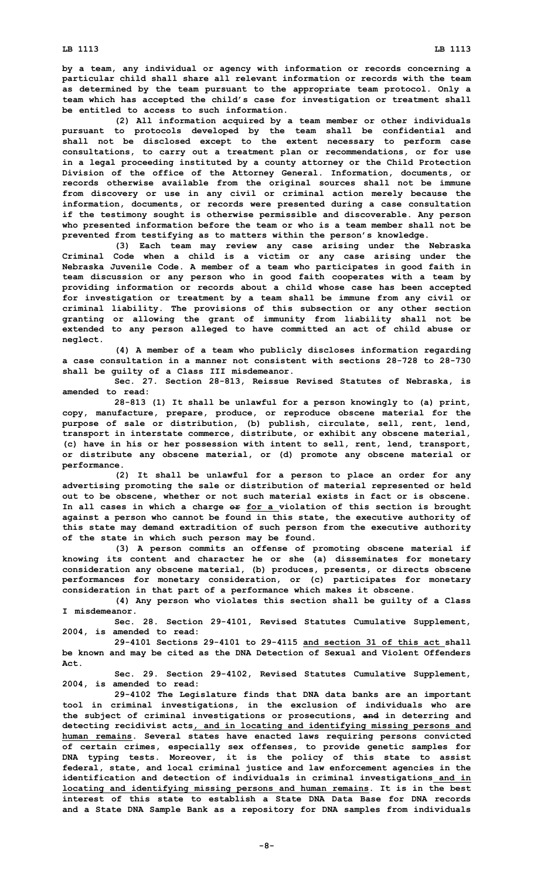by a team, any individual or agency with information or records concerning a particular child shall share all relevant information or records with the team as determined by the team pursuant to the appropriate team protocol. Only a team which has accepted the child's case for investigation or treatment shall be entitled to access to such information.

(2) All information acquired by a team member or other individuals pursuant to protocols developed by the team shall be confidential and shall not be disclosed except to the extent necessary to perform case consultations, to carry out a treatment plan or recommendations, or for use in a legal proceeding instituted by a county attorney or the Child Protection Division of the office of the Attorney General. Information, documents, or records otherwise available from the original sources shall not be immune from discovery or use in any civil or criminal action merely because the information, documents, or records were presented during a case consultation if the testimony sought is otherwise permissible and discoverable. Any person who presented information before the team or who is a team member shall not be prevented from testifying as to matters within the person's knowledge.

(3) Each team may review any case arising under the Nebraska Criminal Code when a child is a victim or any case arising under the Nebraska Juvenile Code. A member of a team who participates in good faith in team discussion or any person who in good faith cooperates with a team by providing information or records about a child whose case has been accepted for investigation or treatment by a team shall be immune from any civil or criminal liability. The provisions of this subsection or any other section granting or allowing the grant of immunity from liability shall not be extended to any person alleged to have committed an act of child abuse or neglect.

(4) A member of a team who publicly discloses information regarding a case consultation in a manner not consistent with sections 28-728 to 28-730 shall be guilty of a Class III misdemeanor.

Sec. 27. Section 28-813, Reissue Revised Statutes of Nebraska, is amended to read:

28-813 (1) It shall be unlawful for a person knowingly to (a) print, copy, manufacture, prepare, produce, or reproduce obscene material for the purpose of sale or distribution, (b) publish, circulate, sell, rent, lend, transport in interstate commerce, distribute, or exhibit any obscene material, (c) have in his or her possession with intent to sell, rent, lend, transport, or distribute any obscene material, or (d) promote any obscene material or performance.

(2) It shall be unlawful for a person to place an order for any advertising promoting the sale or distribution of material represented or held out to be obscene, whether or not such material exists in fact or is obscene. In all cases in which a charge ~~or~~ for a violation of this section is brought against a person who cannot be found in this state, the executive authority of this state may demand extradition of such person from the executive authority of the state in which such person may be found.

(3) A person commits an offense of promoting obscene material if knowing its content and character he or she (a) disseminates for monetary consideration any obscene material, (b) produces, presents, or directs obscene performances for monetary consideration, or (c) participates for monetary consideration in that part of a performance which makes it obscene.

(4) Any person who violates this section shall be guilty of a Class I misdemeanor.

Sec. 28. Section 29-4101, Revised Statutes Cumulative Supplement, 2004, is amended to read:

29-4101 Sections 29-4101 to 29-4115 and section 31 of this act shall be known and may be cited as the DNA Detection of Sexual and Violent Offenders Act.

Sec. 29. Section 29-4102, Revised Statutes Cumulative Supplement, 2004, is amended to read:

29-4102 The Legislature finds that DNA data banks are an important tool in criminal investigations, in the exclusion of individuals who are the subject of criminal investigations or prosecutions, ~~and~~ in deterring and detecting recidivist acts, and in locating and identifying missing persons and human remains. Several states have enacted laws requiring persons convicted of certain crimes, especially sex offenses, to provide genetic samples for DNA typing tests. Moreover, it is the policy of this state to assist federal, state, and local criminal justice and law enforcement agencies in the identification and detection of individuals in criminal investigations and in locating and identifying missing persons and human remains. It is in the best interest of this state to establish a State DNA Data Base for DNA records and a State DNA Sample Bank as a repository for DNA samples from individuals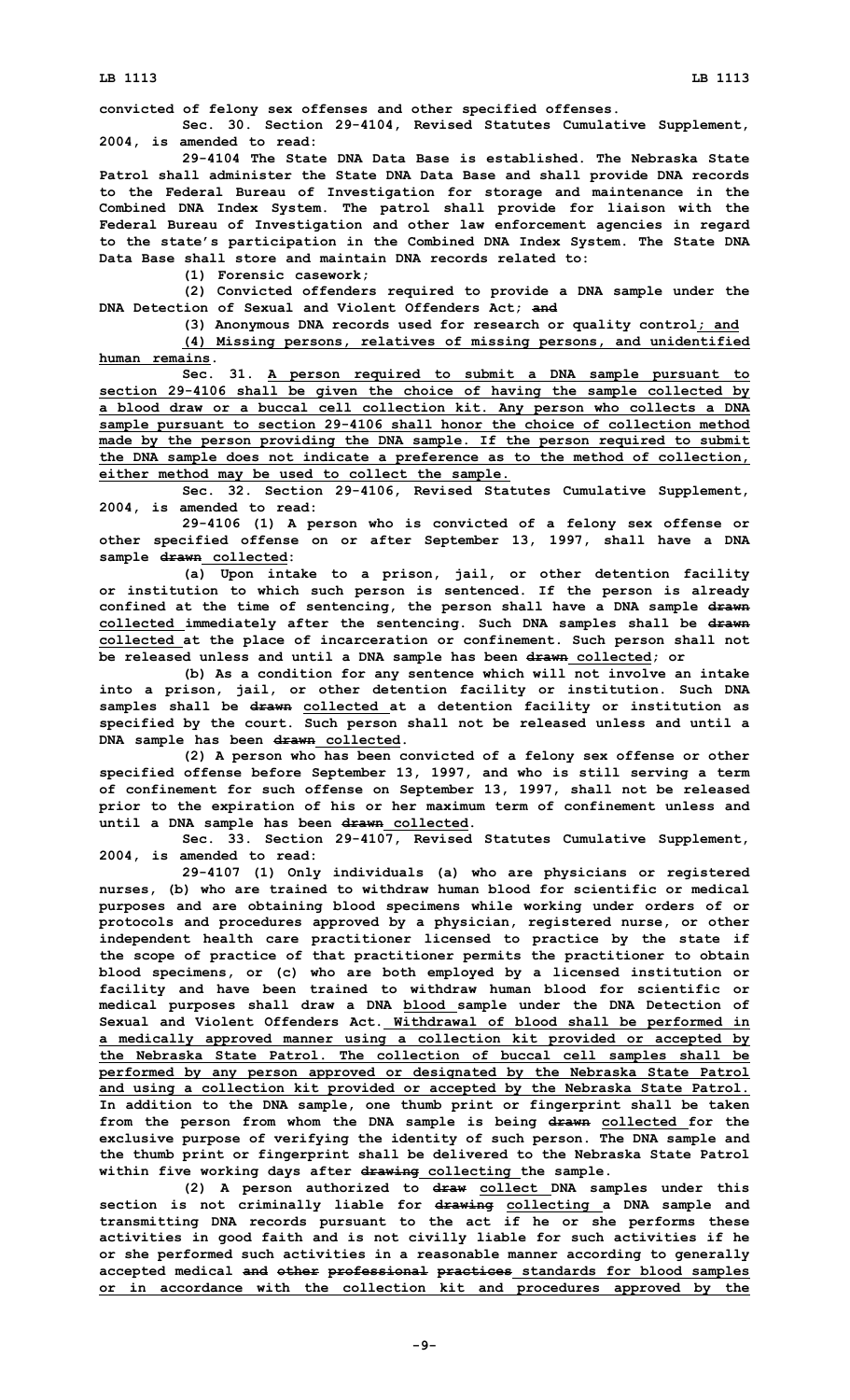convicted of felony sex offenses and other specified offenses.

Sec. 30. Section 29-4104, Revised Statutes Cumulative Supplement, 2004, is amended to read:

29-4104 The State DNA Data Base is established. The Nebraska State Patrol shall administer the State DNA Data Base and shall provide DNA records to the Federal Bureau of Investigation for storage and maintenance in the Combined DNA Index System. The patrol shall provide for liaison with the Federal Bureau of Investigation and other law enforcement agencies in regard to the state's participation in the Combined DNA Index System. The State DNA Data Base shall store and maintain DNA records related to:

(1) Forensic casework;

(2) Convicted offenders required to provide a DNA sample under the DNA Detection of Sexual and Violent Offenders Act; ~~and~~

(3) Anonymous DNA records used for research or quality control<u>; and</u>

<u>(4) Missing persons, relatives of missing persons, and unidentified human remains</u>.

Sec. 31. <u>A person required to submit a DNA sample pursuant to section 29-4106 shall be given the choice of having the sample collected by a blood draw or a buccal cell collection kit. Any person who collects a DNA sample pursuant to section 29-4106 shall honor the choice of collection method made by the person providing the DNA sample. If the person required to submit the DNA sample does not indicate a preference as to the method of collection, either method may be used to collect the sample.</u>

Sec. 32. Section 29-4106, Revised Statutes Cumulative Supplement, 2004, is amended to read:

29-4106 (1) A person who is convicted of a felony sex offense or other specified offense on or after September 13, 1997, shall have a DNA sample ~~drawn~~ <u>collected</u>:

(a) Upon intake to a prison, jail, or other detention facility or institution to which such person is sentenced. If the person is already confined at the time of sentencing, the person shall have a DNA sample ~~drawn~~ <u>collected</u> immediately after the sentencing. Such DNA samples shall be ~~drawn~~ <u>collected</u> at the place of incarceration or confinement. Such person shall not be released unless and until a DNA sample has been ~~drawn~~ <u>collected</u>; or

(b) As a condition for any sentence which will not involve an intake into a prison, jail, or other detention facility or institution. Such DNA samples shall be ~~drawn~~ <u>collected</u> at a detention facility or institution as specified by the court. Such person shall not be released unless and until a DNA sample has been ~~drawn~~ <u>collected</u>.

(2) A person who has been convicted of a felony sex offense or other specified offense before September 13, 1997, and who is still serving a term of confinement for such offense on September 13, 1997, shall not be released prior to the expiration of his or her maximum term of confinement unless and until a DNA sample has been ~~drawn~~ <u>collected</u>.

Sec. 33. Section 29-4107, Revised Statutes Cumulative Supplement, 2004, is amended to read:

29-4107 (1) Only individuals (a) who are physicians or registered nurses, (b) who are trained to withdraw human blood for scientific or medical purposes and are obtaining blood specimens while working under orders of or protocols and procedures approved by a physician, registered nurse, or other independent health care practitioner licensed to practice by the state if the scope of practice of that practitioner permits the practitioner to obtain blood specimens, or (c) who are both employed by a licensed institution or facility and have been trained to withdraw human blood for scientific or medical purposes shall draw a DNA <u>blood</u> sample under the DNA Detection of Sexual and Violent Offenders Act. <u>Withdrawal of blood shall be performed in a medically approved manner using a collection kit provided or accepted by the Nebraska State Patrol. The collection of buccal cell samples shall be performed by any person approved or designated by the Nebraska State Patrol and using a collection kit provided or accepted by the Nebraska State Patrol.</u> In addition to the DNA sample, one thumb print or fingerprint shall be taken from the person from whom the DNA sample is being ~~drawn~~ <u>collected</u> for the exclusive purpose of verifying the identity of such person. The DNA sample and the thumb print or fingerprint shall be delivered to the Nebraska State Patrol within five working days after ~~drawing~~ <u>collecting</u> the sample.

(2) A person authorized to ~~draw~~ <u>collect</u> DNA samples under this section is not criminally liable for ~~drawing~~ <u>collecting</u> a DNA sample and transmitting DNA records pursuant to the act if he or she performs these activities in good faith and is not civilly liable for such activities if he or she performed such activities in a reasonable manner according to generally accepted medical ~~and other professional practices~~ <u>standards for blood samples or in accordance with the collection kit and procedures approved by the</u>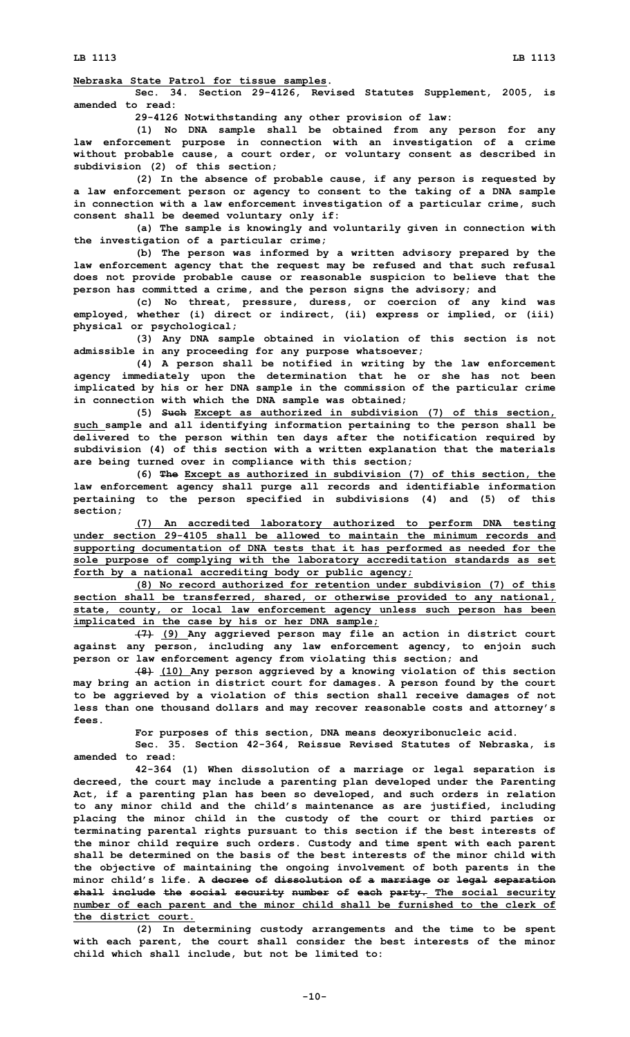Nebraska State Patrol for tissue samples.

Sec. 34. Section 29-4126, Revised Statutes Supplement, 2005, is amended to read:

29-4126 Notwithstanding any other provision of law:

(1) No DNA sample shall be obtained from any person for any law enforcement purpose in connection with an investigation of a crime without probable cause, a court order, or voluntary consent as described in subdivision (2) of this section;

(2) In the absence of probable cause, if any person is requested by a law enforcement person or agency to consent to the taking of a DNA sample in connection with a law enforcement investigation of a particular crime, such consent shall be deemed voluntary only if:

(a) The sample is knowingly and voluntarily given in connection with the investigation of a particular crime;

(b) The person was informed by a written advisory prepared by the law enforcement agency that the request may be refused and that such refusal does not provide probable cause or reasonable suspicion to believe that the person has committed a crime, and the person signs the advisory; and

(c) No threat, pressure, duress, or coercion of any kind was employed, whether (i) direct or indirect, (ii) express or implied, or (iii) physical or psychological;

(3) Any DNA sample obtained in violation of this section is not admissible in any proceeding for any purpose whatsoever;

(4) A person shall be notified in writing by the law enforcement agency immediately upon the determination that he or she has not been implicated by his or her DNA sample in the commission of the particular crime in connection with which the DNA sample was obtained;

(5) ~~Such~~ Except as authorized in subdivision (7) of this section, such sample and all identifying information pertaining to the person shall be delivered to the person within ten days after the notification required by subdivision (4) of this section with a written explanation that the materials are being turned over in compliance with this section;

(6) ~~The~~ Except as authorized in subdivision (7) of this section, the law enforcement agency shall purge all records and identifiable information pertaining to the person specified in subdivisions (4) and (5) of this section;

(7) An accredited laboratory authorized to perform DNA testing under section 29-4105 shall be allowed to maintain the minimum records and supporting documentation of DNA tests that it has performed as needed for the sole purpose of complying with the laboratory accreditation standards as set forth by a national accrediting body or public agency;

(8) No record authorized for retention under subdivision (7) of this section shall be transferred, shared, or otherwise provided to any national, state, county, or local law enforcement agency unless such person has been implicated in the case by his or her DNA sample;

~~(7)~~ (9) Any aggrieved person may file an action in district court against any person, including any law enforcement agency, to enjoin such person or law enforcement agency from violating this section; and

~~(8)~~ (10) Any person aggrieved by a knowing violation of this section may bring an action in district court for damages. A person found by the court to be aggrieved by a violation of this section shall receive damages of not less than one thousand dollars and may recover reasonable costs and attorney's fees.

For purposes of this section, DNA means deoxyribonucleic acid.

Sec. 35. Section 42-364, Reissue Revised Statutes of Nebraska, is amended to read:

42-364 (1) When dissolution of a marriage or legal separation is decreed, the court may include a parenting plan developed under the Parenting Act, if a parenting plan has been so developed, and such orders in relation to any minor child and the child's maintenance as are justified, including placing the minor child in the custody of the court or third parties or terminating parental rights pursuant to this section if the best interests of the minor child require such orders. Custody and time spent with each parent shall be determined on the basis of the best interests of the minor child with the objective of maintaining the ongoing involvement of both parents in the minor child's life. ~~A decree of dissolution of a marriage or legal separation shall include the social security number of each party.~~ The social security number of each parent and the minor child shall be furnished to the clerk of the district court.

(2) In determining custody arrangements and the time to be spent with each parent, the court shall consider the best interests of the minor child which shall include, but not be limited to: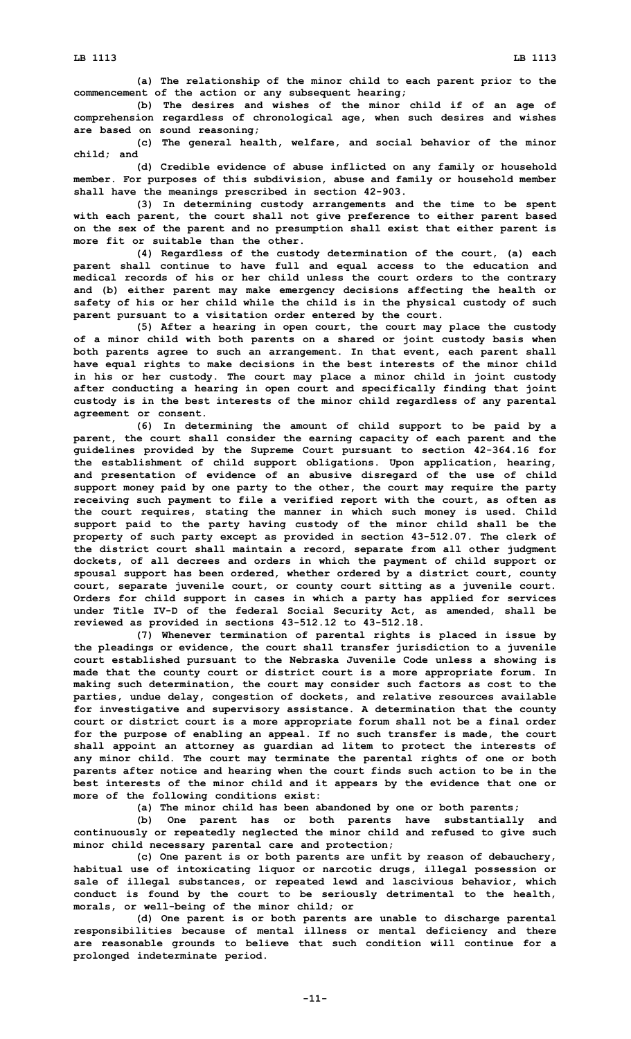(a) The relationship of the minor child to each parent prior to the commencement of the action or any subsequent hearing;

(b) The desires and wishes of the minor child if of an age of comprehension regardless of chronological age, when such desires and wishes are based on sound reasoning;

(c) The general health, welfare, and social behavior of the minor child; and

(d) Credible evidence of abuse inflicted on any family or household member. For purposes of this subdivision, abuse and family or household member shall have the meanings prescribed in section 42-903.

(3) In determining custody arrangements and the time to be spent with each parent, the court shall not give preference to either parent based on the sex of the parent and no presumption shall exist that either parent is more fit or suitable than the other.

(4) Regardless of the custody determination of the court, (a) each parent shall continue to have full and equal access to the education and medical records of his or her child unless the court orders to the contrary and (b) either parent may make emergency decisions affecting the health or safety of his or her child while the child is in the physical custody of such parent pursuant to a visitation order entered by the court.

(5) After a hearing in open court, the court may place the custody of a minor child with both parents on a shared or joint custody basis when both parents agree to such an arrangement. In that event, each parent shall have equal rights to make decisions in the best interests of the minor child in his or her custody. The court may place a minor child in joint custody after conducting a hearing in open court and specifically finding that joint custody is in the best interests of the minor child regardless of any parental agreement or consent.

(6) In determining the amount of child support to be paid by a parent, the court shall consider the earning capacity of each parent and the guidelines provided by the Supreme Court pursuant to section 42-364.16 for the establishment of child support obligations. Upon application, hearing, and presentation of evidence of an abusive disregard of the use of child support money paid by one party to the other, the court may require the party receiving such payment to file a verified report with the court, as often as the court requires, stating the manner in which such money is used. Child support paid to the party having custody of the minor child shall be the property of such party except as provided in section 43-512.07. The clerk of the district court shall maintain a record, separate from all other judgment dockets, of all decrees and orders in which the payment of child support or spousal support has been ordered, whether ordered by a district court, county court, separate juvenile court, or county court sitting as a juvenile court. Orders for child support in cases in which a party has applied for services under Title IV-D of the federal Social Security Act, as amended, shall be reviewed as provided in sections 43-512.12 to 43-512.18.

(7) Whenever termination of parental rights is placed in issue by the pleadings or evidence, the court shall transfer jurisdiction to a juvenile court established pursuant to the Nebraska Juvenile Code unless a showing is made that the county court or district court is a more appropriate forum. In making such determination, the court may consider such factors as cost to the parties, undue delay, congestion of dockets, and relative resources available for investigative and supervisory assistance. A determination that the county court or district court is a more appropriate forum shall not be a final order for the purpose of enabling an appeal. If no such transfer is made, the court shall appoint an attorney as guardian ad litem to protect the interests of any minor child. The court may terminate the parental rights of one or both parents after notice and hearing when the court finds such action to be in the best interests of the minor child and it appears by the evidence that one or more of the following conditions exist:

(a) The minor child has been abandoned by one or both parents;

(b) One parent has or both parents have substantially and continuously or repeatedly neglected the minor child and refused to give such minor child necessary parental care and protection;

(c) One parent is or both parents are unfit by reason of debauchery, habitual use of intoxicating liquor or narcotic drugs, illegal possession or sale of illegal substances, or repeated lewd and lascivious behavior, which conduct is found by the court to be seriously detrimental to the health, morals, or well-being of the minor child; or

(d) One parent is or both parents are unable to discharge parental responsibilities because of mental illness or mental deficiency and there are reasonable grounds to believe that such condition will continue for a prolonged indeterminate period.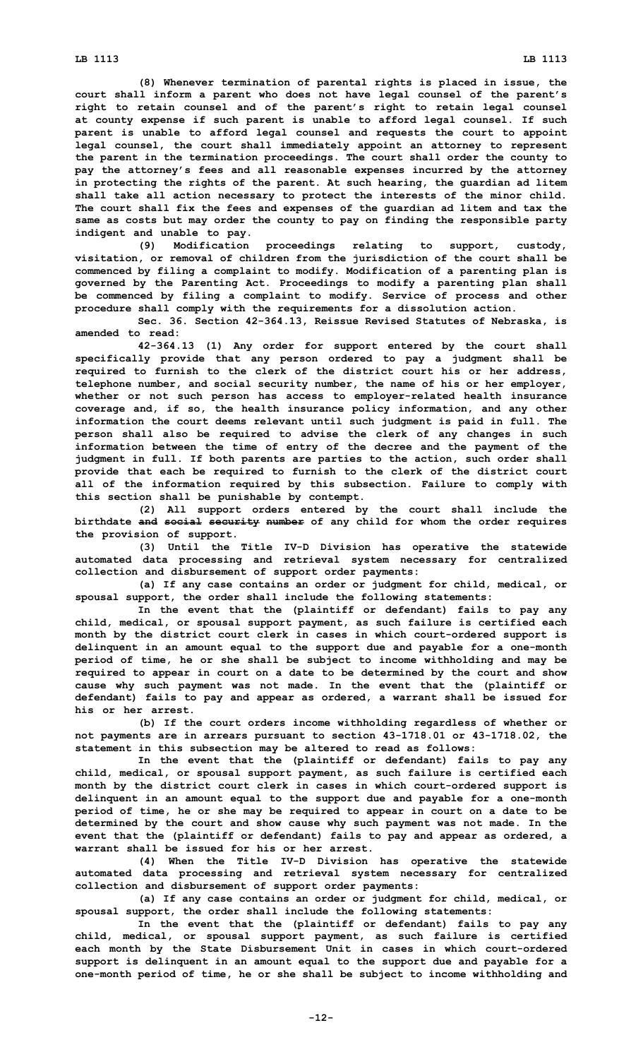(8) Whenever termination of parental rights is placed in issue, the court shall inform a parent who does not have legal counsel of the parent's right to retain counsel and of the parent's right to retain legal counsel at county expense if such parent is unable to afford legal counsel. If such parent is unable to afford legal counsel and requests the court to appoint legal counsel, the court shall immediately appoint an attorney to represent the parent in the termination proceedings. The court shall order the county to pay the attorney's fees and all reasonable expenses incurred by the attorney in protecting the rights of the parent. At such hearing, the guardian ad litem shall take all action necessary to protect the interests of the minor child. The court shall fix the fees and expenses of the guardian ad litem and tax the same as costs but may order the county to pay on finding the responsible party indigent and unable to pay.

(9) Modification proceedings relating to support, custody, visitation, or removal of children from the jurisdiction of the court shall be commenced by filing a complaint to modify. Modification of a parenting plan is governed by the Parenting Act. Proceedings to modify a parenting plan shall be commenced by filing a complaint to modify. Service of process and other procedure shall comply with the requirements for a dissolution action.

Sec. 36. Section 42-364.13, Reissue Revised Statutes of Nebraska, is amended to read:

42-364.13 (1) Any order for support entered by the court shall specifically provide that any person ordered to pay a judgment shall be required to furnish to the clerk of the district court his or her address, telephone number, and social security number, the name of his or her employer, whether or not such person has access to employer-related health insurance coverage and, if so, the health insurance policy information, and any other information the court deems relevant until such judgment is paid in full. The person shall also be required to advise the clerk of any changes in such information between the time of entry of the decree and the payment of the judgment in full. If both parents are parties to the action, such order shall provide that each be required to furnish to the clerk of the district court all of the information required by this subsection. Failure to comply with this section shall be punishable by contempt.

(2) All support orders entered by the court shall include the birthdate ~~and social security number~~ of any child for whom the order requires the provision of support.

(3) Until the Title IV-D Division has operative the statewide automated data processing and retrieval system necessary for centralized collection and disbursement of support order payments:

(a) If any case contains an order or judgment for child, medical, or spousal support, the order shall include the following statements:

In the event that the (plaintiff or defendant) fails to pay any child, medical, or spousal support payment, as such failure is certified each month by the district court clerk in cases in which court-ordered support is delinquent in an amount equal to the support due and payable for a one-month period of time, he or she shall be subject to income withholding and may be required to appear in court on a date to be determined by the court and show cause why such payment was not made. In the event that the (plaintiff or defendant) fails to pay and appear as ordered, a warrant shall be issued for his or her arrest.

(b) If the court orders income withholding regardless of whether or not payments are in arrears pursuant to section 43-1718.01 or 43-1718.02, the statement in this subsection may be altered to read as follows:

In the event that the (plaintiff or defendant) fails to pay any child, medical, or spousal support payment, as such failure is certified each month by the district court clerk in cases in which court-ordered support is delinquent in an amount equal to the support due and payable for a one-month period of time, he or she may be required to appear in court on a date to be determined by the court and show cause why such payment was not made. In the event that the (plaintiff or defendant) fails to pay and appear as ordered, a warrant shall be issued for his or her arrest.

(4) When the Title IV-D Division has operative the statewide automated data processing and retrieval system necessary for centralized collection and disbursement of support order payments:

(a) If any case contains an order or judgment for child, medical, or spousal support, the order shall include the following statements:

In the event that the (plaintiff or defendant) fails to pay any child, medical, or spousal support payment, as such failure is certified each month by the State Disbursement Unit in cases in which court-ordered support is delinquent in an amount equal to the support due and payable for a one-month period of time, he or she shall be subject to income withholding and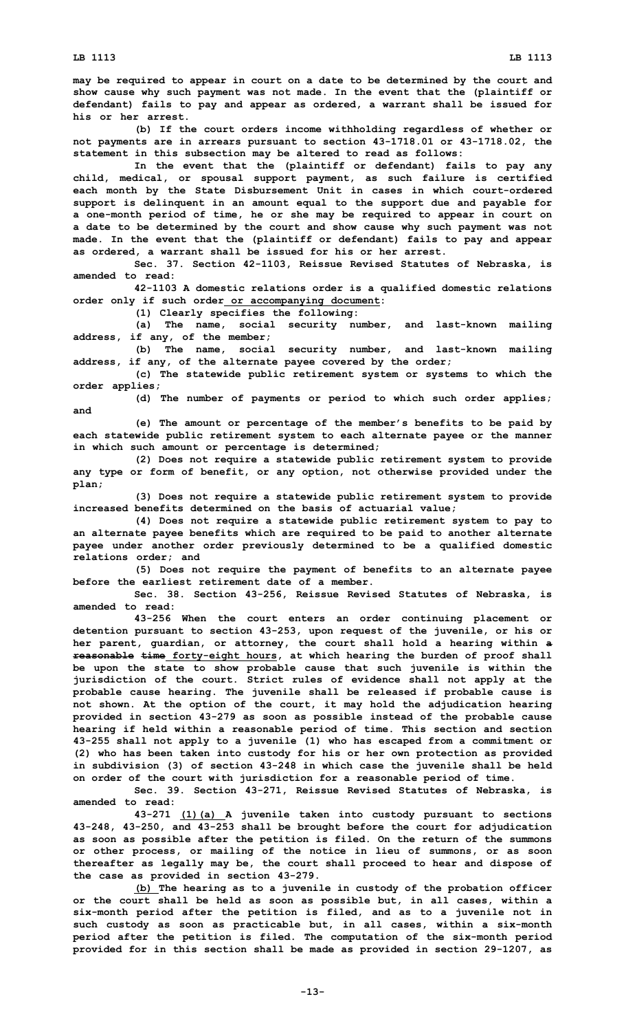may be required to appear in court on a date to be determined by the court and show cause why such payment was not made. In the event that the (plaintiff or defendant) fails to pay and appear as ordered, a warrant shall be issued for his or her arrest.

(b) If the court orders income withholding regardless of whether or not payments are in arrears pursuant to section 43-1718.01 or 43-1718.02, the statement in this subsection may be altered to read as follows:

In the event that the (plaintiff or defendant) fails to pay any child, medical, or spousal support payment, as such failure is certified each month by the State Disbursement Unit in cases in which court-ordered support is delinquent in an amount equal to the support due and payable for a one-month period of time, he or she may be required to appear in court on a date to be determined by the court and show cause why such payment was not made. In the event that the (plaintiff or defendant) fails to pay and appear as ordered, a warrant shall be issued for his or her arrest.

Sec. 37. Section 42-1103, Reissue Revised Statutes of Nebraska, is amended to read:

42-1103 A domestic relations order is a qualified domestic relations order only if such order or accompanying document:

(1) Clearly specifies the following:

(a) The name, social security number, and last-known mailing address, if any, of the member;

(b) The name, social security number, and last-known mailing address, if any, of the alternate payee covered by the order;

(c) The statewide public retirement system or systems to which the order applies;

(d) The number of payments or period to which such order applies; and

(e) The amount or percentage of the member's benefits to be paid by each statewide public retirement system to each alternate payee or the manner in which such amount or percentage is determined;

(2) Does not require a statewide public retirement system to provide any type or form of benefit, or any option, not otherwise provided under the plan;

(3) Does not require a statewide public retirement system to provide increased benefits determined on the basis of actuarial value;

(4) Does not require a statewide public retirement system to pay to an alternate payee benefits which are required to be paid to another alternate payee under another order previously determined to be a qualified domestic relations order; and

(5) Does not require the payment of benefits to an alternate payee before the earliest retirement date of a member.

Sec. 38. Section 43-256, Reissue Revised Statutes of Nebraska, is amended to read:

43-256 When the court enters an order continuing placement or detention pursuant to section 43-253, upon request of the juvenile, or his or her parent, guardian, or attorney, the court shall hold a hearing within ~~a reasonable time~~ forty-eight hours, at which hearing the burden of proof shall be upon the state to show probable cause that such juvenile is within the jurisdiction of the court. Strict rules of evidence shall not apply at the probable cause hearing. The juvenile shall be released if probable cause is not shown. At the option of the court, it may hold the adjudication hearing provided in section 43-279 as soon as possible instead of the probable cause hearing if held within a reasonable period of time. This section and section 43-255 shall not apply to a juvenile (1) who has escaped from a commitment or (2) who has been taken into custody for his or her own protection as provided in subdivision (3) of section 43-248 in which case the juvenile shall be held on order of the court with jurisdiction for a reasonable period of time.

Sec. 39. Section 43-271, Reissue Revised Statutes of Nebraska, is amended to read:

43-271 (1)(a) A juvenile taken into custody pursuant to sections 43-248, 43-250, and 43-253 shall be brought before the court for adjudication as soon as possible after the petition is filed. On the return of the summons or other process, or mailing of the notice in lieu of summons, or as soon thereafter as legally may be, the court shall proceed to hear and dispose of the case as provided in section 43-279.

(b) The hearing as to a juvenile in custody of the probation officer or the court shall be held as soon as possible but, in all cases, within a six-month period after the petition is filed, and as to a juvenile not in such custody as soon as practicable but, in all cases, within a six-month period after the petition is filed. The computation of the six-month period provided for in this section shall be made as provided in section 29-1207, as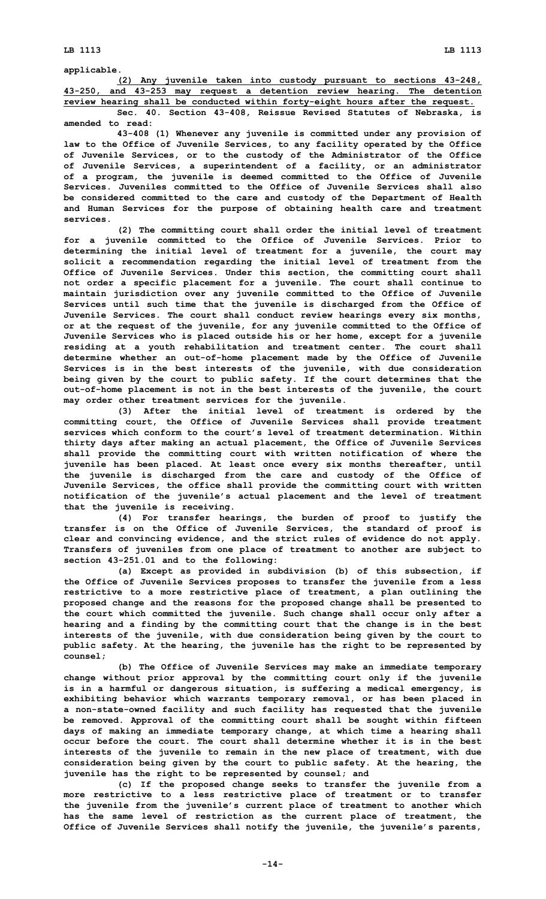applicable.

(2) Any juvenile taken into custody pursuant to sections 43-248, 43-250, and 43-253 may request a detention review hearing. The detention review hearing shall be conducted within forty-eight hours after the request.

Sec. 40. Section 43-408, Reissue Revised Statutes of Nebraska, is amended to read:

43-408 (1) Whenever any juvenile is committed under any provision of law to the Office of Juvenile Services, to any facility operated by the Office of Juvenile Services, or to the custody of the Administrator of the Office of Juvenile Services, a superintendent of a facility, or an administrator of a program, the juvenile is deemed committed to the Office of Juvenile Services. Juveniles committed to the Office of Juvenile Services shall also be considered committed to the care and custody of the Department of Health and Human Services for the purpose of obtaining health care and treatment services.

(2) The committing court shall order the initial level of treatment for a juvenile committed to the Office of Juvenile Services. Prior to determining the initial level of treatment for a juvenile, the court may solicit a recommendation regarding the initial level of treatment from the Office of Juvenile Services. Under this section, the committing court shall not order a specific placement for a juvenile. The court shall continue to maintain jurisdiction over any juvenile committed to the Office of Juvenile Services until such time that the juvenile is discharged from the Office of Juvenile Services. The court shall conduct review hearings every six months, or at the request of the juvenile, for any juvenile committed to the Office of Juvenile Services who is placed outside his or her home, except for a juvenile residing at a youth rehabilitation and treatment center. The court shall determine whether an out-of-home placement made by the Office of Juvenile Services is in the best interests of the juvenile, with due consideration being given by the court to public safety. If the court determines that the out-of-home placement is not in the best interests of the juvenile, the court may order other treatment services for the juvenile.

(3) After the initial level of treatment is ordered by the committing court, the Office of Juvenile Services shall provide treatment services which conform to the court's level of treatment determination. Within thirty days after making an actual placement, the Office of Juvenile Services shall provide the committing court with written notification of where the juvenile has been placed. At least once every six months thereafter, until the juvenile is discharged from the care and custody of the Office of Juvenile Services, the office shall provide the committing court with written notification of the juvenile's actual placement and the level of treatment that the juvenile is receiving.

(4) For transfer hearings, the burden of proof to justify the transfer is on the Office of Juvenile Services, the standard of proof is clear and convincing evidence, and the strict rules of evidence do not apply. Transfers of juveniles from one place of treatment to another are subject to section 43-251.01 and to the following:

(a) Except as provided in subdivision (b) of this subsection, if the Office of Juvenile Services proposes to transfer the juvenile from a less restrictive to a more restrictive place of treatment, a plan outlining the proposed change and the reasons for the proposed change shall be presented to the court which committed the juvenile. Such change shall occur only after a hearing and a finding by the committing court that the change is in the best interests of the juvenile, with due consideration being given by the court to public safety. At the hearing, the juvenile has the right to be represented by counsel;

(b) The Office of Juvenile Services may make an immediate temporary change without prior approval by the committing court only if the juvenile is in a harmful or dangerous situation, is suffering a medical emergency, is exhibiting behavior which warrants temporary removal, or has been placed in a non-state-owned facility and such facility has requested that the juvenile be removed. Approval of the committing court shall be sought within fifteen days of making an immediate temporary change, at which time a hearing shall occur before the court. The court shall determine whether it is in the best interests of the juvenile to remain in the new place of treatment, with due consideration being given by the court to public safety. At the hearing, the juvenile has the right to be represented by counsel; and

(c) If the proposed change seeks to transfer the juvenile from a more restrictive to a less restrictive place of treatment or to transfer the juvenile from the juvenile's current place of treatment to another which has the same level of restriction as the current place of treatment, the Office of Juvenile Services shall notify the juvenile, the juvenile's parents,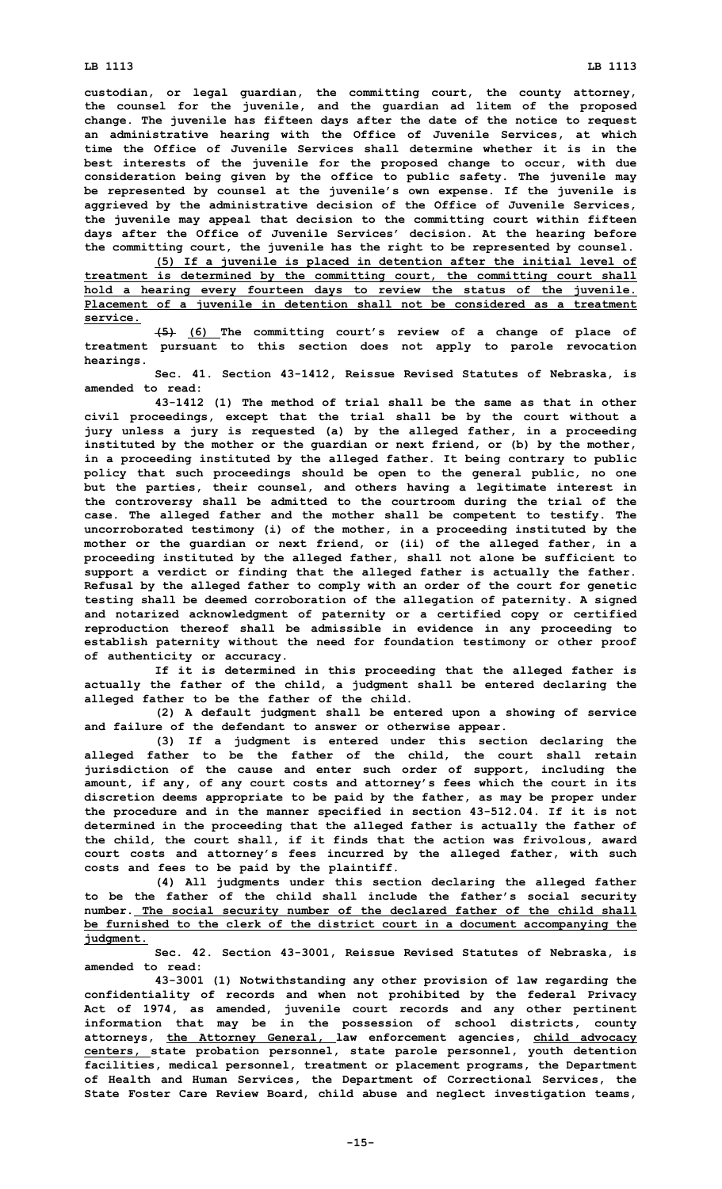custodian, or legal guardian, the committing court, the county attorney, the counsel for the juvenile, and the guardian ad litem of the proposed change. The juvenile has fifteen days after the date of the notice to request an administrative hearing with the Office of Juvenile Services, at which time the Office of Juvenile Services shall determine whether it is in the best interests of the juvenile for the proposed change to occur, with due consideration being given by the office to public safety. The juvenile may be represented by counsel at the juvenile's own expense. If the juvenile is aggrieved by the administrative decision of the Office of Juvenile Services, the juvenile may appeal that decision to the committing court within fifteen days after the Office of Juvenile Services' decision. At the hearing before the committing court, the juvenile has the right to be represented by counsel.

(5) If a juvenile is placed in detention after the initial level of treatment is determined by the committing court, the committing court shall hold a hearing every fourteen days to review the status of the juvenile. Placement of a juvenile in detention shall not be considered as a treatment service.

~~(5)~~ (6) The committing court's review of a change of place of treatment pursuant to this section does not apply to parole revocation hearings.

Sec. 41. Section 43-1412, Reissue Revised Statutes of Nebraska, is amended to read:

43-1412 (1) The method of trial shall be the same as that in other civil proceedings, except that the trial shall be by the court without a jury unless a jury is requested (a) by the alleged father, in a proceeding instituted by the mother or the guardian or next friend, or (b) by the mother, in a proceeding instituted by the alleged father. It being contrary to public policy that such proceedings should be open to the general public, no one but the parties, their counsel, and others having a legitimate interest in the controversy shall be admitted to the courtroom during the trial of the case. The alleged father and the mother shall be competent to testify. The uncorroborated testimony (i) of the mother, in a proceeding instituted by the mother or the guardian or next friend, or (ii) of the alleged father, in a proceeding instituted by the alleged father, shall not alone be sufficient to support a verdict or finding that the alleged father is actually the father. Refusal by the alleged father to comply with an order of the court for genetic testing shall be deemed corroboration of the allegation of paternity. A signed and notarized acknowledgment of paternity or a certified copy or certified reproduction thereof shall be admissible in evidence in any proceeding to establish paternity without the need for foundation testimony or other proof of authenticity or accuracy.

If it is determined in this proceeding that the alleged father is actually the father of the child, a judgment shall be entered declaring the alleged father to be the father of the child.

(2) A default judgment shall be entered upon a showing of service and failure of the defendant to answer or otherwise appear.

(3) If a judgment is entered under this section declaring the alleged father to be the father of the child, the court shall retain jurisdiction of the cause and enter such order of support, including the amount, if any, of any court costs and attorney's fees which the court in its discretion deems appropriate to be paid by the father, as may be proper under the procedure and in the manner specified in section 43-512.04. If it is not determined in the proceeding that the alleged father is actually the father of the child, the court shall, if it finds that the action was frivolous, award court costs and attorney's fees incurred by the alleged father, with such costs and fees to be paid by the plaintiff.

(4) All judgments under this section declaring the alleged father to be the father of the child shall include the father's social security number. The social security number of the declared father of the child shall be furnished to the clerk of the district court in a document accompanying the judgment.

Sec. 42. Section 43-3001, Reissue Revised Statutes of Nebraska, is amended to read:

43-3001 (1) Notwithstanding any other provision of law regarding the confidentiality of records and when not prohibited by the federal Privacy Act of 1974, as amended, juvenile court records and any other pertinent information that may be in the possession of school districts, county attorneys, the Attorney General, law enforcement agencies, child advocacy centers, state probation personnel, state parole personnel, youth detention facilities, medical personnel, treatment or placement programs, the Department of Health and Human Services, the Department of Correctional Services, the State Foster Care Review Board, child abuse and neglect investigation teams,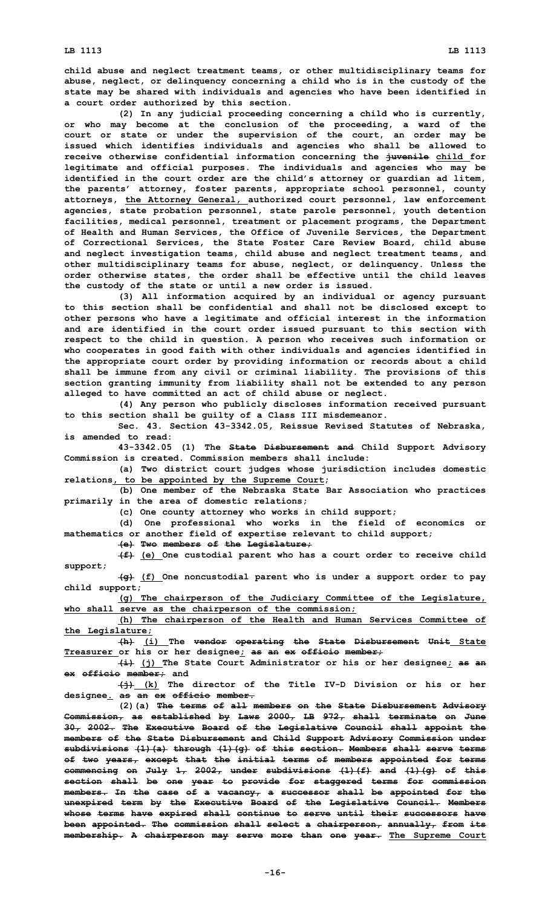child abuse and neglect treatment teams, or other multidisciplinary teams for abuse, neglect, or delinquency concerning a child who is in the custody of the state may be shared with individuals and agencies who have been identified in a court order authorized by this section.

(2) In any judicial proceeding concerning a child who is currently, or who may become at the conclusion of the proceeding, a ward of the court or state or under the supervision of the court, an order may be issued which identifies individuals and agencies who shall be allowed to receive otherwise confidential information concerning the ~~juvenile~~ child for legitimate and official purposes. The individuals and agencies who may be identified in the court order are the child's attorney or guardian ad litem, the parents' attorney, foster parents, appropriate school personnel, county attorneys, the Attorney General, authorized court personnel, law enforcement agencies, state probation personnel, state parole personnel, youth detention facilities, medical personnel, treatment or placement programs, the Department of Health and Human Services, the Office of Juvenile Services, the Department of Correctional Services, the State Foster Care Review Board, child abuse and neglect investigation teams, child abuse and neglect treatment teams, and other multidisciplinary teams for abuse, neglect, or delinquency. Unless the order otherwise states, the order shall be effective until the child leaves the custody of the state or until a new order is issued.

(3) All information acquired by an individual or agency pursuant to this section shall be confidential and shall not be disclosed except to other persons who have a legitimate and official interest in the information and are identified in the court order issued pursuant to this section with respect to the child in question. A person who receives such information or who cooperates in good faith with other individuals and agencies identified in the appropriate court order by providing information or records about a child shall be immune from any civil or criminal liability. The provisions of this section granting immunity from liability shall not be extended to any person alleged to have committed an act of child abuse or neglect.

(4) Any person who publicly discloses information received pursuant to this section shall be guilty of a Class III misdemeanor.

Sec. 43. Section 43-3342.05, Reissue Revised Statutes of Nebraska, is amended to read:

43-3342.05 (1) The ~~State Disbursement and~~ Child Support Advisory Commission is created. Commission members shall include:

(a) Two district court judges whose jurisdiction includes domestic relations, to be appointed by the Supreme Court;

(b) One member of the Nebraska State Bar Association who practices primarily in the area of domestic relations;

(c) One county attorney who works in child support;

(d) One professional who works in the field of economics or mathematics or another field of expertise relevant to child support;

~~(e) Two members of the Legislature;~~

~~(f)~~ (e) One custodial parent who has a court order to receive child support;

~~(g)~~ (f) One noncustodial parent who is under a support order to pay child support;

(g) The chairperson of the Judiciary Committee of the Legislature, who shall serve as the chairperson of the commission;

(h) The chairperson of the Health and Human Services Committee of the Legislature;

~~(h)~~ (i) The ~~vendor operating the State Disbursement Unit~~ State Treasurer or his or her designee; ~~as an ex officio member;~~

~~(i)~~ (j) The State Court Administrator or his or her designee; ~~as an ex officio member;~~ and

~~(j)~~ (k) The director of the Title IV-D Division or his or her designee. ~~as an ex officio member.~~

(2)(a) ~~The terms of all members on the State Disbursement Advisory Commission, as established by Laws 2000, LB 972, shall terminate on June 30, 2002. The Executive Board of the Legislative Council shall appoint the members of the State Disbursement and Child Support Advisory Commission under subdivisions (1)(a) through (1)(g) of this section. Members shall serve terms of two years, except that the initial terms of members appointed for terms commencing on July 1, 2002, under subdivisions (1)(f) and (1)(g) of this section shall be one year to provide for staggered terms for commission members. In the case of a vacancy, a successor shall be appointed for the unexpired term by the Executive Board of the Legislative Council. Members whose terms have expired shall continue to serve until their successors have been appointed. The commission shall select a chairperson, annually, from its membership. A chairperson may serve more than one year.~~ The Supreme Court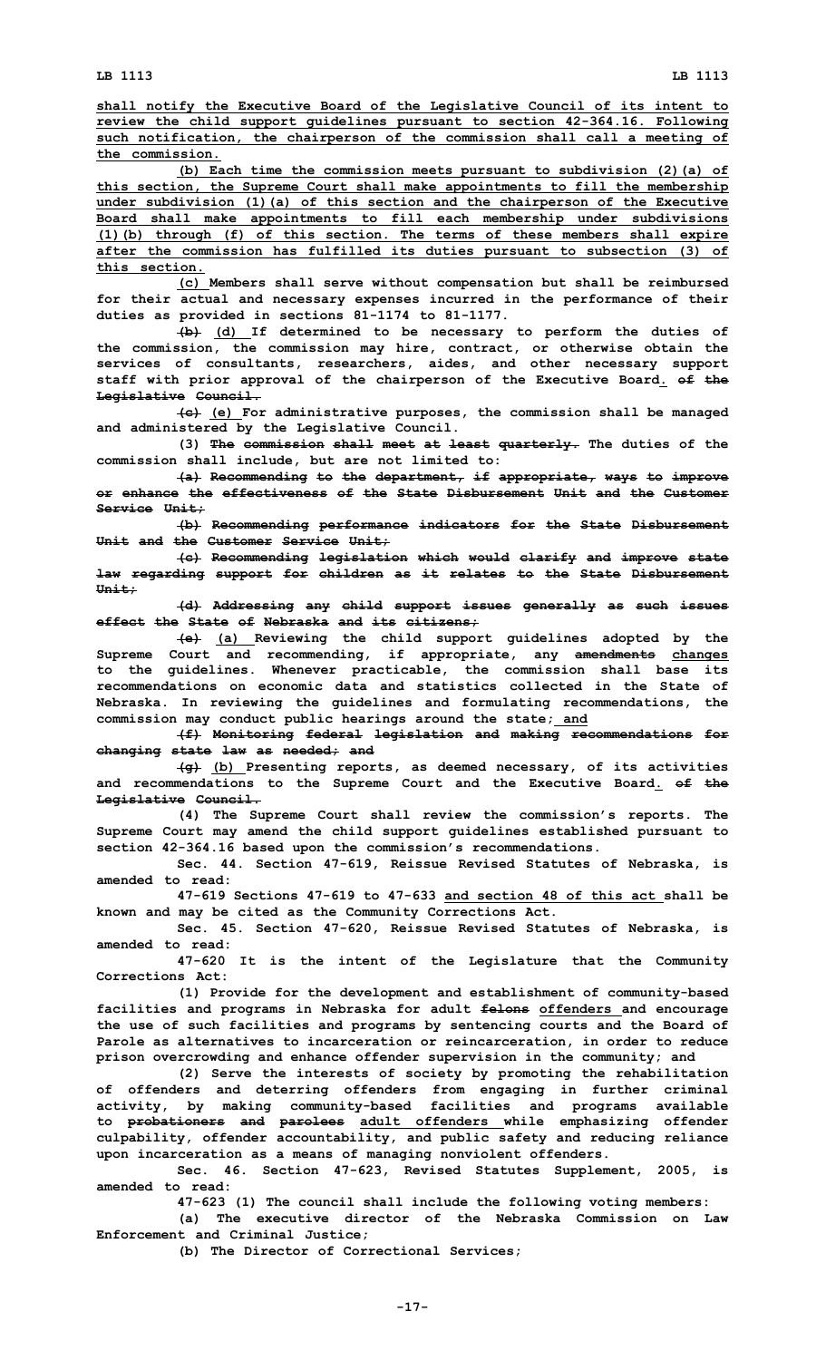shall notify the Executive Board of the Legislative Council of its intent to review the child support guidelines pursuant to section 42-364.16. Following such notification, the chairperson of the commission shall call a meeting of the commission.

(b) Each time the commission meets pursuant to subdivision (2)(a) of this section, the Supreme Court shall make appointments to fill the membership under subdivision (1)(a) of this section and the chairperson of the Executive Board shall make appointments to fill each membership under subdivisions (1)(b) through (f) of this section. The terms of these members shall expire after the commission has fulfilled its duties pursuant to subsection (3) of this section.

(c) Members shall serve without compensation but shall be reimbursed for their actual and necessary expenses incurred in the performance of their duties as provided in sections 81-1174 to 81-1177.

~~(b)~~ (d) If determined to be necessary to perform the duties of the commission, the commission may hire, contract, or otherwise obtain the services of consultants, researchers, aides, and other necessary support staff with prior approval of the chairperson of the Executive Board. ~~of the Legislative Council.~~

~~(c)~~ (e) For administrative purposes, the commission shall be managed and administered by the Legislative Council.

(3) ~~The commission shall meet at least quarterly.~~ The duties of the commission shall include, but are not limited to:

~~(a) Recommending to the department, if appropriate, ways to improve or enhance the effectiveness of the State Disbursement Unit and the Customer Service Unit;~~

~~(b) Recommending performance indicators for the State Disbursement Unit and the Customer Service Unit;~~

~~(c) Recommending legislation which would clarify and improve state law regarding support for children as it relates to the State Disbursement Unit;~~

~~(d) Addressing any child support issues generally as such issues effect the State of Nebraska and its citizens;~~

~~(e)~~ (a) Reviewing the child support guidelines adopted by the Supreme Court and recommending, if appropriate, any ~~amendments~~ changes to the guidelines. Whenever practicable, the commission shall base its recommendations on economic data and statistics collected in the State of Nebraska. In reviewing the guidelines and formulating recommendations, the commission may conduct public hearings around the state; and

~~(f) Monitoring federal legislation and making recommendations for changing state law as needed; and~~

~~(g)~~ (b) Presenting reports, as deemed necessary, of its activities and recommendations to the Supreme Court and the Executive Board. ~~of the Legislative Council.~~

(4) The Supreme Court shall review the commission's reports. The Supreme Court may amend the child support guidelines established pursuant to section 42-364.16 based upon the commission's recommendations.

Sec. 44. Section 47-619, Reissue Revised Statutes of Nebraska, is amended to read:

47-619 Sections 47-619 to 47-633 and section 48 of this act shall be known and may be cited as the Community Corrections Act.

Sec. 45. Section 47-620, Reissue Revised Statutes of Nebraska, is amended to read:

47-620 It is the intent of the Legislature that the Community Corrections Act:

(1) Provide for the development and establishment of community-based facilities and programs in Nebraska for adult ~~felons~~ offenders and encourage the use of such facilities and programs by sentencing courts and the Board of Parole as alternatives to incarceration or reincarceration, in order to reduce prison overcrowding and enhance offender supervision in the community; and

(2) Serve the interests of society by promoting the rehabilitation of offenders and deterring offenders from engaging in further criminal activity, by making community-based facilities and programs available to ~~probationers and parolees~~ adult offenders while emphasizing offender culpability, offender accountability, and public safety and reducing reliance upon incarceration as a means of managing nonviolent offenders.

Sec. 46. Section 47-623, Revised Statutes Supplement, 2005, is amended to read:

47-623 (1) The council shall include the following voting members:

(a) The executive director of the Nebraska Commission on Law Enforcement and Criminal Justice;

(b) The Director of Correctional Services;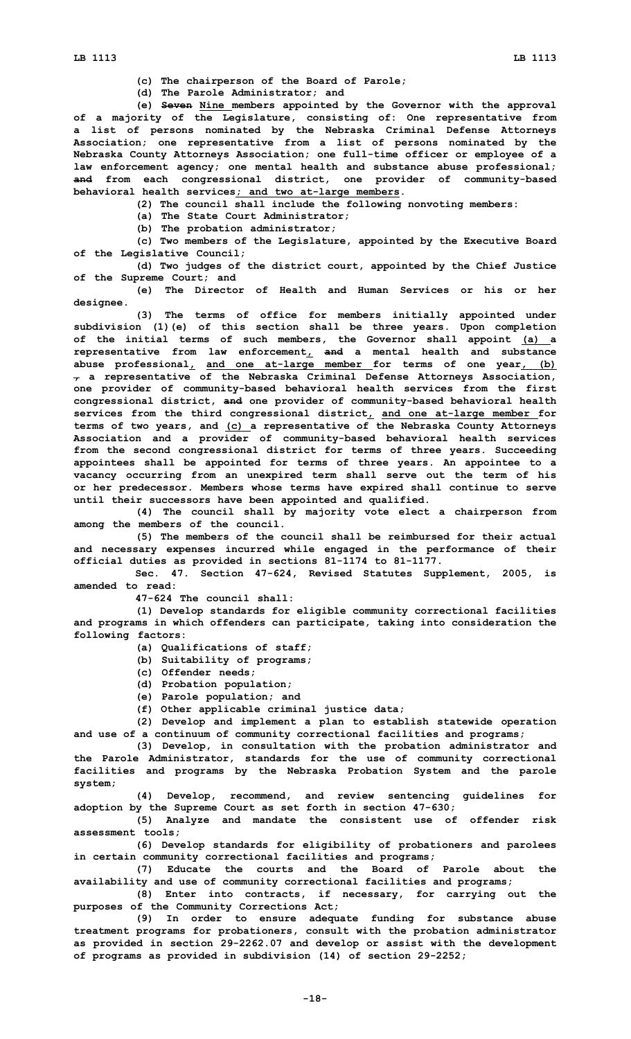(c) The chairperson of the Board of Parole;

(d) The Parole Administrator; and

(e) ~~Seven~~ Nine members appointed by the Governor with the approval of a majority of the Legislature, consisting of: One representative from a list of persons nominated by the Nebraska Criminal Defense Attorneys Association; one representative from a list of persons nominated by the Nebraska County Attorneys Association; one full-time officer or employee of a law enforcement agency; one mental health and substance abuse professional; ~~and~~ from each congressional district, one provider of community-based behavioral health services; and two at-large members.

(2) The council shall include the following nonvoting members:

(a) The State Court Administrator;

(b) The probation administrator;

(c) Two members of the Legislature, appointed by the Executive Board of the Legislative Council;

(d) Two judges of the district court, appointed by the Chief Justice of the Supreme Court; and

(e) The Director of Health and Human Services or his or her designee.

(3) The terms of office for members initially appointed under subdivision (1)(e) of this section shall be three years. Upon completion of the initial terms of such members, the Governor shall appoint (a) a representative from law enforcement, ~~and~~ a mental health and substance abuse professional, and one at-large member for terms of one year, (b) ~~,~~ a representative of the Nebraska Criminal Defense Attorneys Association, one provider of community-based behavioral health services from the first congressional district, ~~and~~ one provider of community-based behavioral health services from the third congressional district, and one at-large member for terms of two years, and (c) a representative of the Nebraska County Attorneys Association and a provider of community-based behavioral health services from the second congressional district for terms of three years. Succeeding appointees shall be appointed for terms of three years. An appointee to a vacancy occurring from an unexpired term shall serve out the term of his or her predecessor. Members whose terms have expired shall continue to serve until their successors have been appointed and qualified.

(4) The council shall by majority vote elect a chairperson from among the members of the council.

(5) The members of the council shall be reimbursed for their actual and necessary expenses incurred while engaged in the performance of their official duties as provided in sections 81-1174 to 81-1177.

Sec. 47. Section 47-624, Revised Statutes Supplement, 2005, is amended to read:

47-624 The council shall:

(1) Develop standards for eligible community correctional facilities and programs in which offenders can participate, taking into consideration the following factors:

(a) Qualifications of staff;

(b) Suitability of programs;

(c) Offender needs;

(d) Probation population;

(e) Parole population; and

(f) Other applicable criminal justice data;

(2) Develop and implement a plan to establish statewide operation and use of a continuum of community correctional facilities and programs;

(3) Develop, in consultation with the probation administrator and the Parole Administrator, standards for the use of community correctional facilities and programs by the Nebraska Probation System and the parole system;

(4) Develop, recommend, and review sentencing guidelines for adoption by the Supreme Court as set forth in section 47-630;

(5) Analyze and mandate the consistent use of offender risk assessment tools;

(6) Develop standards for eligibility of probationers and parolees in certain community correctional facilities and programs;

(7) Educate the courts and the Board of Parole about the availability and use of community correctional facilities and programs;

(8) Enter into contracts, if necessary, for carrying out the purposes of the Community Corrections Act;

(9) In order to ensure adequate funding for substance abuse treatment programs for probationers, consult with the probation administrator as provided in section 29-2262.07 and develop or assist with the development of programs as provided in subdivision (14) of section 29-2252;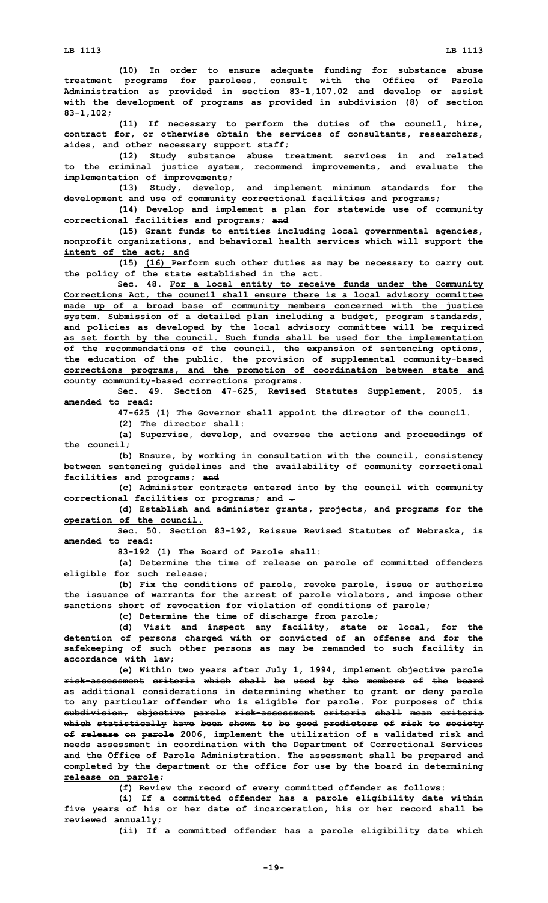(10) In order to ensure adequate funding for substance abuse treatment programs for parolees, consult with the Office of Parole Administration as provided in section 83-1,107.02 and develop or assist with the development of programs as provided in subdivision (8) of section 83-1,102;

(11) If necessary to perform the duties of the council, hire, contract for, or otherwise obtain the services of consultants, researchers, aides, and other necessary support staff;

(12) Study substance abuse treatment services in and related to the criminal justice system, recommend improvements, and evaluate the implementation of improvements;

(13) Study, develop, and implement minimum standards for the development and use of community correctional facilities and programs;

(14) Develop and implement a plan for statewide use of community correctional facilities and programs; ~~and~~

(15) Grant funds to entities including local governmental agencies, nonprofit organizations, and behavioral health services which will support the intent of the act; and

~~(15)~~ (16) Perform such other duties as may be necessary to carry out the policy of the state established in the act.

Sec. 48. For a local entity to receive funds under the Community Corrections Act, the council shall ensure there is a local advisory committee made up of a broad base of community members concerned with the justice system. Submission of a detailed plan including a budget, program standards, and policies as developed by the local advisory committee will be required as set forth by the council. Such funds shall be used for the implementation of the recommendations of the council, the expansion of sentencing options, the education of the public, the provision of supplemental community-based corrections programs, and the promotion of coordination between state and county community-based corrections programs.

Sec. 49. Section 47-625, Revised Statutes Supplement, 2005, is amended to read:

47-625 (1) The Governor shall appoint the director of the council.

(2) The director shall:

(a) Supervise, develop, and oversee the actions and proceedings of the council;

(b) Ensure, by working in consultation with the council, consistency between sentencing guidelines and the availability of community correctional facilities and programs; ~~and~~

(c) Administer contracts entered into by the council with community correctional facilities or programs; and ~~.~~

(d) Establish and administer grants, projects, and programs for the operation of the council.

Sec. 50. Section 83-192, Reissue Revised Statutes of Nebraska, is amended to read:

83-192 (1) The Board of Parole shall:

(a) Determine the time of release on parole of committed offenders eligible for such release;

(b) Fix the conditions of parole, revoke parole, issue or authorize the issuance of warrants for the arrest of parole violators, and impose other sanctions short of revocation for violation of conditions of parole;

(c) Determine the time of discharge from parole;

(d) Visit and inspect any facility, state or local, for the detention of persons charged with or convicted of an offense and for the safekeeping of such other persons as may be remanded to such facility in accordance with law;

(e) Within two years after July 1, ~~1994, implement objective parole risk-assessment criteria which shall be used by the members of the board as additional considerations in determining whether to grant or deny parole to any particular offender who is eligible for parole. For purposes of this subdivision, objective parole risk-assessment criteria shall mean criteria which statistically have been shown to be good predictors of risk to society of release on parole~~ 2006, implement the utilization of a validated risk and needs assessment in coordination with the Department of Correctional Services and the Office of Parole Administration. The assessment shall be prepared and completed by the department or the office for use by the board in determining release on parole;

(f) Review the record of every committed offender as follows:

(i) If a committed offender has a parole eligibility date within five years of his or her date of incarceration, his or her record shall be reviewed annually;

(ii) If a committed offender has a parole eligibility date which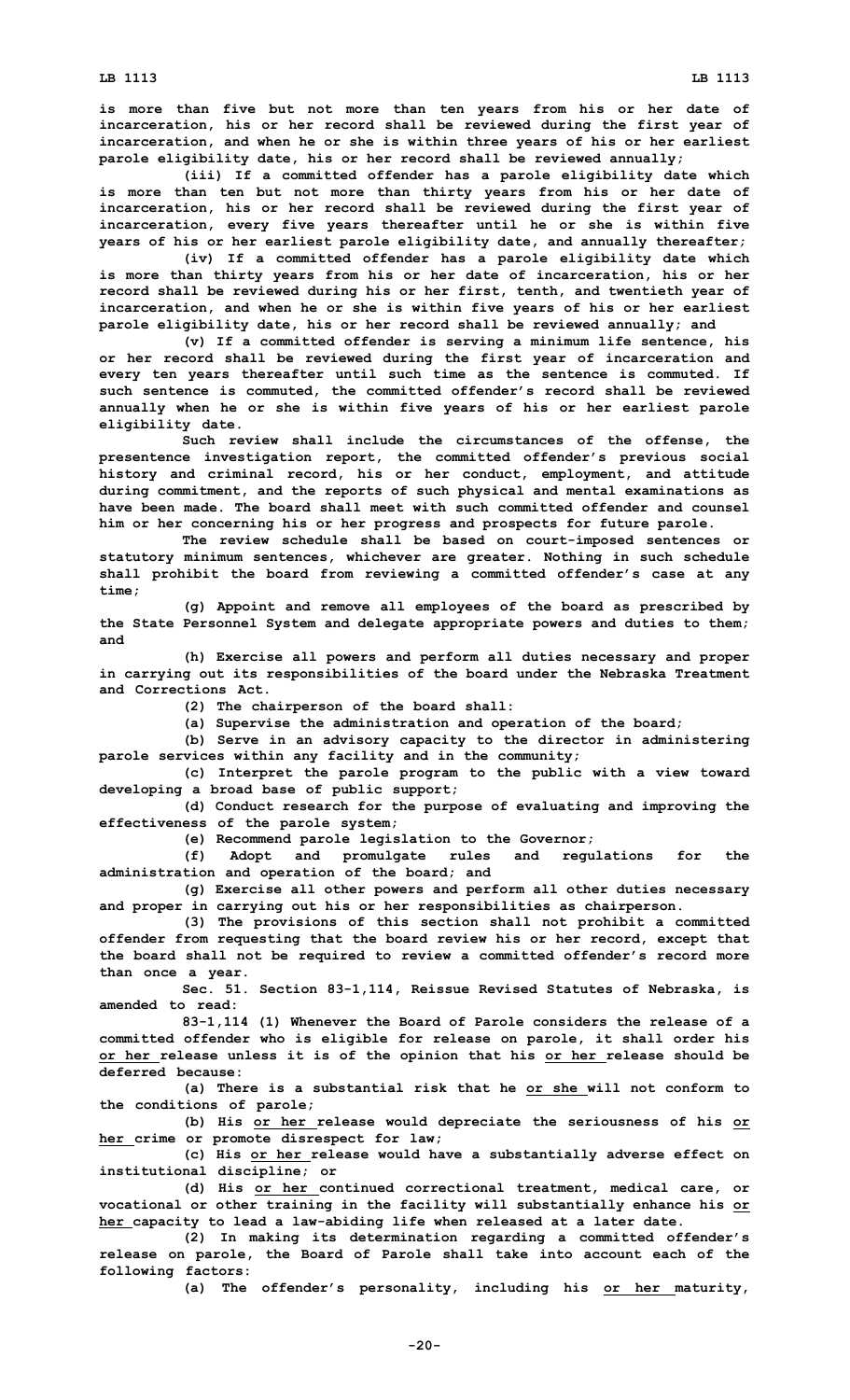is more than five but not more than ten years from his or her date of incarceration, his or her record shall be reviewed during the first year of incarceration, and when he or she is within three years of his or her earliest parole eligibility date, his or her record shall be reviewed annually;

(iii) If a committed offender has a parole eligibility date which is more than ten but not more than thirty years from his or her date of incarceration, his or her record shall be reviewed during the first year of incarceration, every five years thereafter until he or she is within five years of his or her earliest parole eligibility date, and annually thereafter;

(iv) If a committed offender has a parole eligibility date which is more than thirty years from his or her date of incarceration, his or her record shall be reviewed during his or her first, tenth, and twentieth year of incarceration, and when he or she is within five years of his or her earliest parole eligibility date, his or her record shall be reviewed annually; and

(v) If a committed offender is serving a minimum life sentence, his or her record shall be reviewed during the first year of incarceration and every ten years thereafter until such time as the sentence is commuted. If such sentence is commuted, the committed offender's record shall be reviewed annually when he or she is within five years of his or her earliest parole eligibility date.

Such review shall include the circumstances of the offense, the presentence investigation report, the committed offender's previous social history and criminal record, his or her conduct, employment, and attitude during commitment, and the reports of such physical and mental examinations as have been made. The board shall meet with such committed offender and counsel him or her concerning his or her progress and prospects for future parole.

The review schedule shall be based on court-imposed sentences or statutory minimum sentences, whichever are greater. Nothing in such schedule shall prohibit the board from reviewing a committed offender's case at any time;

(g) Appoint and remove all employees of the board as prescribed by the State Personnel System and delegate appropriate powers and duties to them; and

(h) Exercise all powers and perform all duties necessary and proper in carrying out its responsibilities of the board under the Nebraska Treatment and Corrections Act.

(2) The chairperson of the board shall:

(a) Supervise the administration and operation of the board;

(b) Serve in an advisory capacity to the director in administering parole services within any facility and in the community;

(c) Interpret the parole program to the public with a view toward developing a broad base of public support;

(d) Conduct research for the purpose of evaluating and improving the effectiveness of the parole system;

(e) Recommend parole legislation to the Governor;

(f) Adopt and promulgate rules and regulations for the administration and operation of the board; and

(g) Exercise all other powers and perform all other duties necessary and proper in carrying out his or her responsibilities as chairperson.

(3) The provisions of this section shall not prohibit a committed offender from requesting that the board review his or her record, except that the board shall not be required to review a committed offender's record more than once a year.

Sec. 51. Section 83-1,114, Reissue Revised Statutes of Nebraska, is amended to read:

83-1,114 (1) Whenever the Board of Parole considers the release of a committed offender who is eligible for release on parole, it shall order his or her release unless it is of the opinion that his or her release should be deferred because:

(a) There is a substantial risk that he or she will not conform to the conditions of parole;

(b) His or her release would depreciate the seriousness of his or her crime or promote disrespect for law;

(c) His or her release would have a substantially adverse effect on institutional discipline; or

(d) His or her continued correctional treatment, medical care, or vocational or other training in the facility will substantially enhance his or her capacity to lead a law-abiding life when released at a later date.

(2) In making its determination regarding a committed offender's release on parole, the Board of Parole shall take into account each of the following factors:

(a) The offender's personality, including his or her maturity,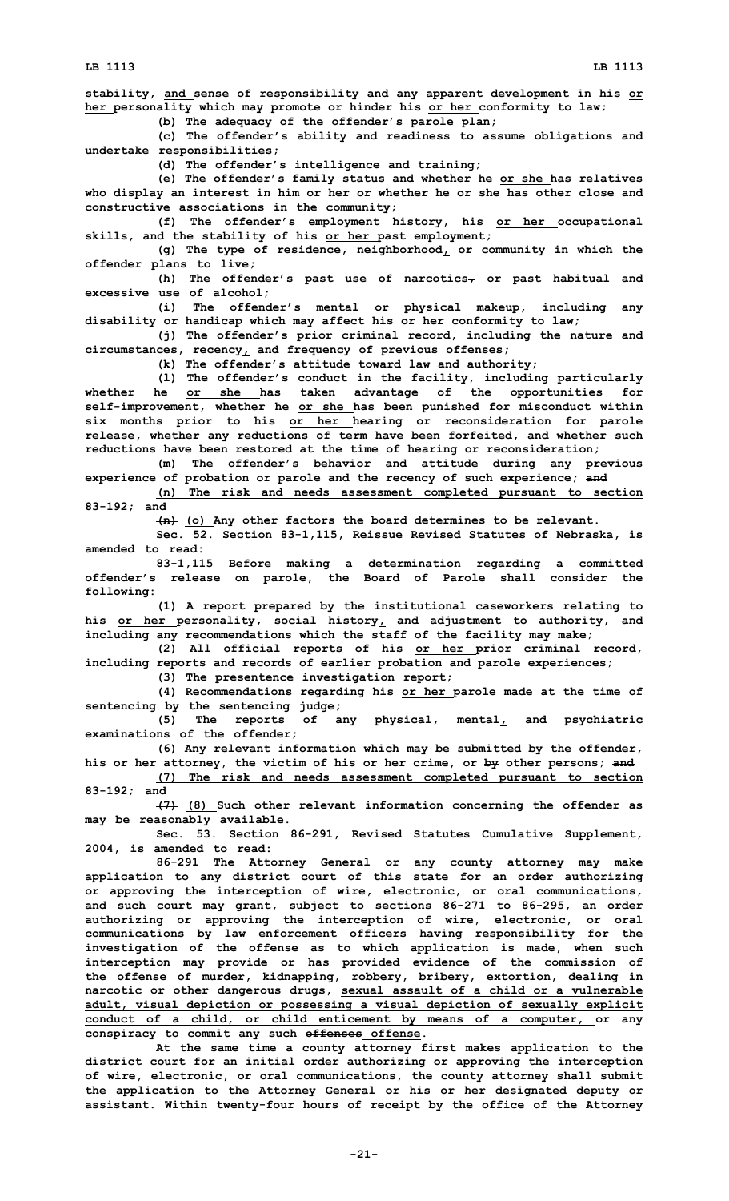stability, and sense of responsibility and any apparent development in his or her personality which may promote or hinder his or her conformity to law;

(b) The adequacy of the offender's parole plan;

(c) The offender's ability and readiness to assume obligations and undertake responsibilities;

(d) The offender's intelligence and training;

(e) The offender's family status and whether he or she has relatives who display an interest in him or her or whether he or she has other close and constructive associations in the community;

(f) The offender's employment history, his or her occupational skills, and the stability of his or her past employment;

(g) The type of residence, neighborhood, or community in which the offender plans to live;

(h) The offender's past use of narcotics, or past habitual and excessive use of alcohol;

(i) The offender's mental or physical makeup, including any disability or handicap which may affect his or her conformity to law;

(j) The offender's prior criminal record, including the nature and circumstances, recency, and frequency of previous offenses;

(k) The offender's attitude toward law and authority;

(l) The offender's conduct in the facility, including particularly whether he or she has taken advantage of the opportunities for self-improvement, whether he or she has been punished for misconduct within six months prior to his or her hearing or reconsideration for parole release, whether any reductions of term have been forfeited, and whether such reductions have been restored at the time of hearing or reconsideration;

(m) The offender's behavior and attitude during any previous experience of probation or parole and the recency of such experience; and

(n) The risk and needs assessment completed pursuant to section 83-192; and

(n) (o) Any other factors the board determines to be relevant.

Sec. 52. Section 83-1,115, Reissue Revised Statutes of Nebraska, is amended to read:

83-1,115 Before making a determination regarding a committed offender's release on parole, the Board of Parole shall consider the following:

(1) A report prepared by the institutional caseworkers relating to his or her personality, social history, and adjustment to authority, and including any recommendations which the staff of the facility may make;

(2) All official reports of his or her prior criminal record, including reports and records of earlier probation and parole experiences;

(3) The presentence investigation report;

(4) Recommendations regarding his or her parole made at the time of sentencing by the sentencing judge;

(5) The reports of any physical, mental, and psychiatric examinations of the offender;

(6) Any relevant information which may be submitted by the offender, his or her attorney, the victim of his or her crime, or by other persons; and

(7) The risk and needs assessment completed pursuant to section 83-192; and

(7) (8) Such other relevant information concerning the offender as may be reasonably available.

Sec. 53. Section 86-291, Revised Statutes Cumulative Supplement, 2004, is amended to read:

86-291 The Attorney General or any county attorney may make application to any district court of this state for an order authorizing or approving the interception of wire, electronic, or oral communications, and such court may grant, subject to sections 86-271 to 86-295, an order authorizing or approving the interception of wire, electronic, or oral communications by law enforcement officers having responsibility for the investigation of the offense as to which application is made, when such interception may provide or has provided evidence of the commission of the offense of murder, kidnapping, robbery, bribery, extortion, dealing in narcotic or other dangerous drugs, sexual assault of a child or a vulnerable adult, visual depiction or possessing a visual depiction of sexually explicit conduct of a child, or child enticement by means of a computer, or any conspiracy to commit any such offenses offense.

At the same time a county attorney first makes application to the district court for an initial order authorizing or approving the interception of wire, electronic, or oral communications, the county attorney shall submit the application to the Attorney General or his or her designated deputy or assistant. Within twenty-four hours of receipt by the office of the Attorney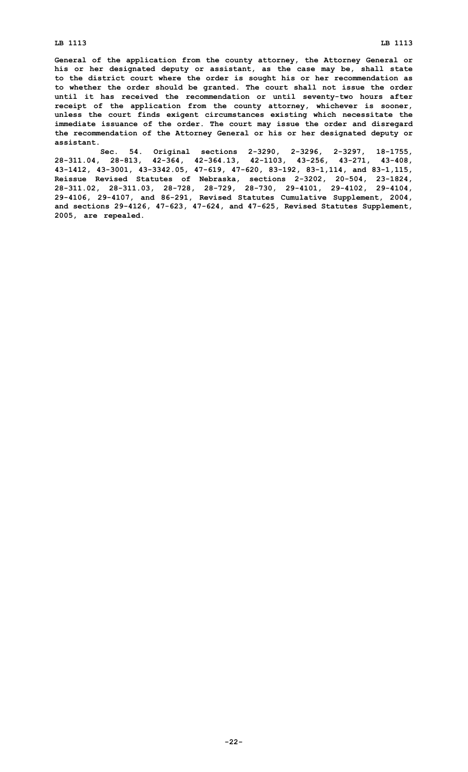General of the application from the county attorney, the Attorney General or his or her designated deputy or assistant, as the case may be, shall state to the district court where the order is sought his or her recommendation as to whether the order should be granted. The court shall not issue the order until it has received the recommendation or until seventy-two hours after receipt of the application from the county attorney, whichever is sooner, unless the court finds exigent circumstances existing which necessitate the immediate issuance of the order. The court may issue the order and disregard the recommendation of the Attorney General or his or her designated deputy or assistant.

Sec. 54. Original sections 2-3290, 2-3296, 2-3297, 18-1755, 28-311.04, 28-813, 42-364, 42-364.13, 42-1103, 43-256, 43-271, 43-408, 43-1412, 43-3001, 43-3342.05, 47-619, 47-620, 83-192, 83-1,114, and 83-1,115, Reissue Revised Statutes of Nebraska, sections 2-3202, 20-504, 23-1824, 28-311.02, 28-311.03, 28-728, 28-729, 28-730, 29-4101, 29-4102, 29-4104, 29-4106, 29-4107, and 86-291, Revised Statutes Cumulative Supplement, 2004, and sections 29-4126, 47-623, 47-624, and 47-625, Revised Statutes Supplement, 2005, are repealed.